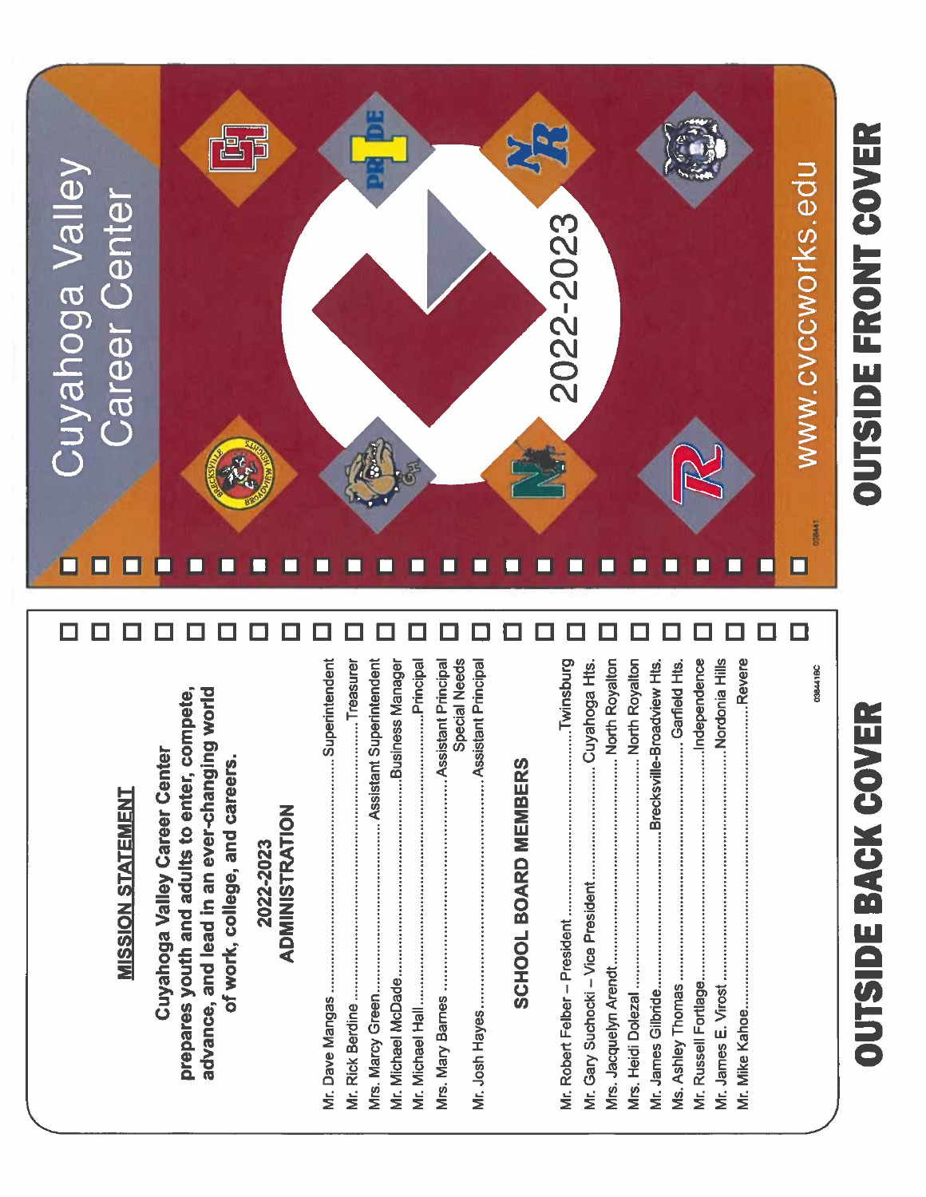# OUTSIDE BACK COVER

## MISSION STATEMENT

**Cuyahoga Valley Career Center prepares youth and adults to enter, compete, advance, and lead in an ever-changing world of work, college, and careers.**

## 2022-2023 ADMINISTRATION

Mr. Dave Mangas........................................Superintendent
Mr. Rick Berdine........................................Treasurer
Mrs. Marcy Green........................................Assistant Superintendent
Mr. Michael McDade........................................Business Manager
Mr. Michael Hall........................................Principal
Mrs. Mary Barnes........................................Assistant Principal Special Needs
Mr. Josh Hayes........................................Assistant Principal

## SCHOOL BOARD MEMBERS

Mr. Robert Felber – President........................................Twinsburg
Mr. Gary Suchocki – Vice President........................................Cuyahoga Hts.
Mrs. Jacquelyn Arendt........................................North Royalton
Mrs. Heidi Dolezal........................................North Royalton
Mr. James Gilbride........................................Brecksville-Broadview Hts.
Ms. Ashley Thomas........................................Garfield Hts.
Mr. Russell Fortlage........................................Independence
Mr. James E. Virost........................................Nordonia Hills
Mr. Mike Kahoe........................................Revere

C98441BC

# OUTSIDE FRONT COVER

Cuyahoga Valley Career Center

2022-2023

www.cvccworks.edu

C98441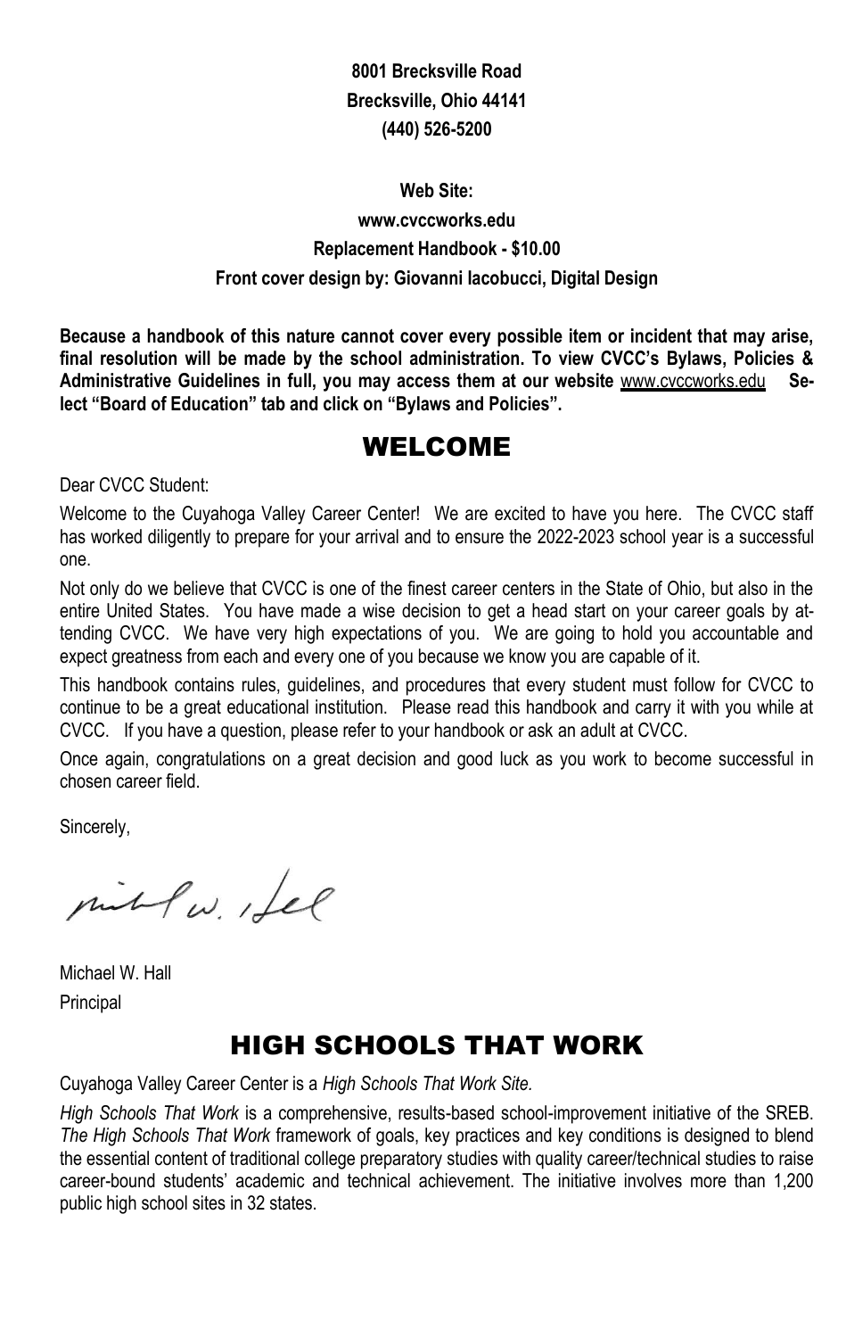**8001 Brecksville Road**
**Brecksville, Ohio 44141**
**(440) 526-5200**

**Web Site:**
**www.cvccworks.edu**
**Replacement Handbook - $10.00**
**Front cover design by: Giovanni Iacobucci, Digital Design**

**Because a handbook of this nature cannot cover every possible item or incident that may arise, final resolution will be made by the school administration. To view CVCC's Bylaws, Policies & Administrative Guidelines in full, you may access them at our website** www.cvccworks.edu **Select "Board of Education" tab and click on "Bylaws and Policies".**

# WELCOME

Dear CVCC Student:

Welcome to the Cuyahoga Valley Career Center! We are excited to have you here. The CVCC staff has worked diligently to prepare for your arrival and to ensure the 2022-2023 school year is a successful one.

Not only do we believe that CVCC is one of the finest career centers in the State of Ohio, but also in the entire United States. You have made a wise decision to get a head start on your career goals by attending CVCC. We have very high expectations of you. We are going to hold you accountable and expect greatness from each and every one of you because we know you are capable of it.

This handbook contains rules, guidelines, and procedures that every student must follow for CVCC to continue to be a great educational institution. Please read this handbook and carry it with you while at CVCC. If you have a question, please refer to your handbook or ask an adult at CVCC.

Once again, congratulations on a great decision and good luck as you work to become successful in chosen career field.

Sincerely,

Michael W. Hall
Principal

# HIGH SCHOOLS THAT WORK

Cuyahoga Valley Career Center is a *High Schools That Work Site.*

*High Schools That Work* is a comprehensive, results-based school-improvement initiative of the SREB. *The High Schools That Work* framework of goals, key practices and key conditions is designed to blend the essential content of traditional college preparatory studies with quality career/technical studies to raise career-bound students' academic and technical achievement. The initiative involves more than 1,200 public high school sites in 32 states.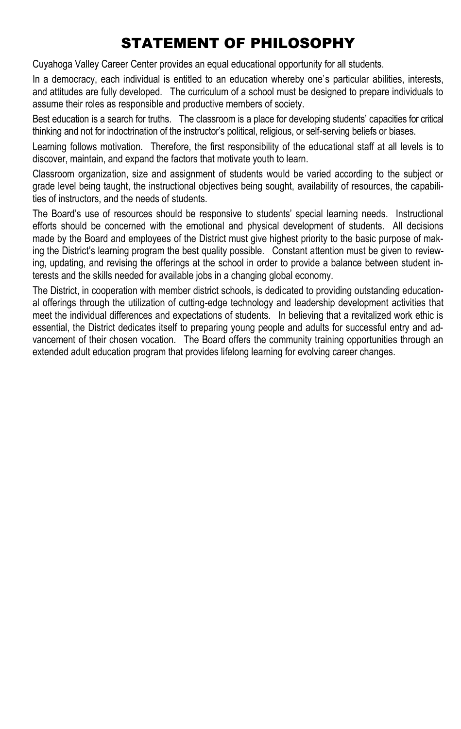# STATEMENT OF PHILOSOPHY

Cuyahoga Valley Career Center provides an equal educational opportunity for all students.

In a democracy, each individual is entitled to an education whereby one's particular abilities, interests, and attitudes are fully developed. The curriculum of a school must be designed to prepare individuals to assume their roles as responsible and productive members of society.

Best education is a search for truths. The classroom is a place for developing students' capacities for critical thinking and not for indoctrination of the instructor's political, religious, or self-serving beliefs or biases.

Learning follows motivation. Therefore, the first responsibility of the educational staff at all levels is to discover, maintain, and expand the factors that motivate youth to learn.

Classroom organization, size and assignment of students would be varied according to the subject or grade level being taught, the instructional objectives being sought, availability of resources, the capabilities of instructors, and the needs of students.

The Board's use of resources should be responsive to students' special learning needs. Instructional efforts should be concerned with the emotional and physical development of students. All decisions made by the Board and employees of the District must give highest priority to the basic purpose of making the District's learning program the best quality possible. Constant attention must be given to reviewing, updating, and revising the offerings at the school in order to provide a balance between student interests and the skills needed for available jobs in a changing global economy.

The District, in cooperation with member district schools, is dedicated to providing outstanding educational offerings through the utilization of cutting-edge technology and leadership development activities that meet the individual differences and expectations of students. In believing that a revitalized work ethic is essential, the District dedicates itself to preparing young people and adults for successful entry and advancement of their chosen vocation. The Board offers the community training opportunities through an extended adult education program that provides lifelong learning for evolving career changes.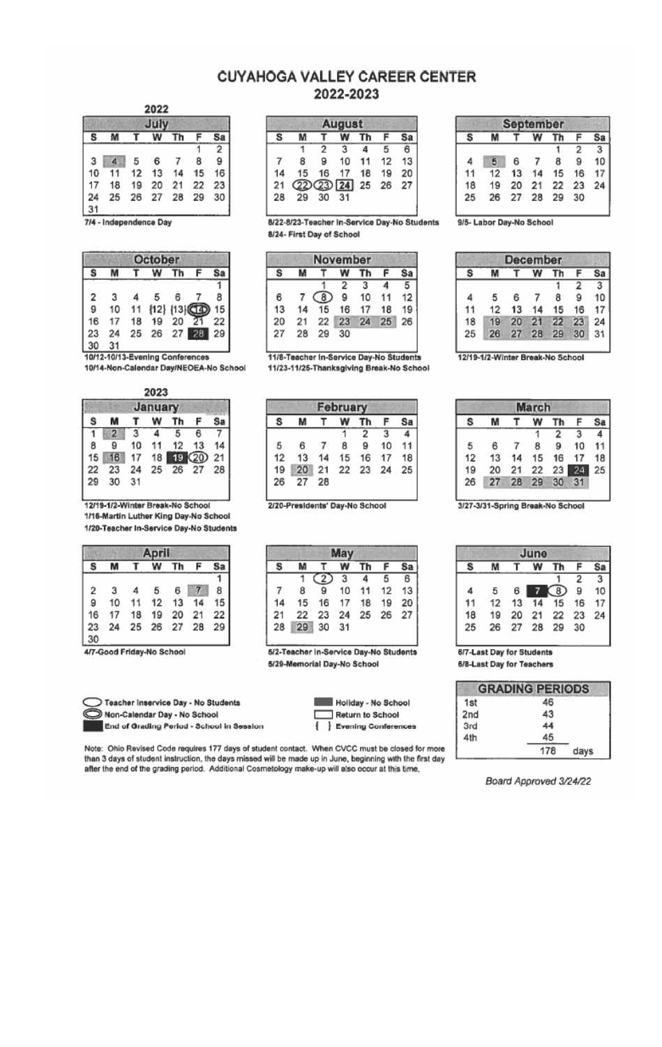# CUYAHOGA VALLEY CAREER CENTER
## 2022-2023

### 2022

**July**

| S | M | T | W | Th | F | Sa |
|---|---|---|---|---|---|---|
| | | | | | 1 | 2 |
| 3 | 4 | 5 | 6 | 7 | 8 | 9 |
| 10 | 11 | 12 | 13 | 14 | 15 | 16 |
| 17 | 18 | 19 | 20 | 21 | 22 | 23 |
| 24 | 25 | 26 | 27 | 28 | 29 | 30 |
| 31 | | | | | | |

7/4 - Independence Day

**August**

| S | M | T | W | Th | F | Sa |
|---|---|---|---|---|---|---|
| | 1 | 2 | 3 | 4 | 5 | 6 |
| 7 | 8 | 9 | 10 | 11 | 12 | 13 |
| 14 | 15 | 16 | 17 | 18 | 19 | 20 |
| 21 | 22 | 23 | 24 | 25 | 26 | 27 |
| 28 | 29 | 30 | 31 | | | |

8/22-8/23-Teacher In-Service Day-No Students
8/24- First Day of School

**September**

| S | M | T | W | Th | F | Sa |
|---|---|---|---|---|---|---|
| | | | | 1 | 2 | 3 |
| 4 | 5 | 6 | 7 | 8 | 9 | 10 |
| 11 | 12 | 13 | 14 | 15 | 16 | 17 |
| 18 | 19 | 20 | 21 | 22 | 23 | 24 |
| 25 | 26 | 27 | 28 | 29 | 30 | |

9/5- Labor Day-No School

**October**

| S | M | T | W | Th | F | Sa |
|---|---|---|---|---|---|---|
| | | | | | | 1 |
| 2 | 3 | 4 | 5 | 6 | 7 | 8 |
| 9 | 10 | 11 | {12} | {13} | 14 | 15 |
| 16 | 17 | 18 | 19 | 20 | 21 | 22 |
| 23 | 24 | 25 | 26 | 27 | 28 | 29 |
| 30 | 31 | | | | | |

10/12-10/13-Evening Conferences
10/14-Non-Calendar Day/NEOEA-No School

**November**

| S | M | T | W | Th | F | Sa |
|---|---|---|---|---|---|---|
| | | 1 | 2 | 3 | 4 | 5 |
| 6 | 7 | 8 | 9 | 10 | 11 | 12 |
| 13 | 14 | 15 | 16 | 17 | 18 | 19 |
| 20 | 21 | 22 | 23 | 24 | 25 | 26 |
| 27 | 28 | 29 | 30 | | | |

11/8-Teacher In-Service Day-No Students
11/23-11/25-Thanksgiving Break-No School

**December**

| S | M | T | W | Th | F | Sa |
|---|---|---|---|---|---|---|
| | | | | 1 | 2 | 3 |
| 4 | 5 | 6 | 7 | 8 | 9 | 10 |
| 11 | 12 | 13 | 14 | 15 | 16 | 17 |
| 18 | 19 | 20 | 21 | 22 | 23 | 24 |
| 25 | 26 | 27 | 28 | 29 | 30 | 31 |

12/19-1/2-Winter Break-No School

### 2023

**January**

| S | M | T | W | Th | F | Sa |
|---|---|---|---|---|---|---|
| 1 | 2 | 3 | 4 | 5 | 6 | 7 |
| 8 | 9 | 10 | 11 | 12 | 13 | 14 |
| 15 | 16 | 17 | 18 | 19 | 20 | 21 |
| 22 | 23 | 24 | 25 | 26 | 27 | 28 |
| 29 | 30 | 31 | | | | |

12/19-1/2-Winter Break-No School
1/16-Martin Luther King Day-No School
1/20-Teacher In-Service Day-No Students

**February**

| S | M | T | W | Th | F | Sa |
|---|---|---|---|---|---|---|
| | | | 1 | 2 | 3 | 4 |
| 5 | 6 | 7 | 8 | 9 | 10 | 11 |
| 12 | 13 | 14 | 15 | 16 | 17 | 18 |
| 19 | 20 | 21 | 22 | 23 | 24 | 25 |
| 26 | 27 | 28 | | | | |

2/20-Presidents' Day-No School

**March**

| S | M | T | W | Th | F | Sa |
|---|---|---|---|---|---|---|
| | | | 1 | 2 | 3 | 4 |
| 5 | 6 | 7 | 8 | 9 | 10 | 11 |
| 12 | 13 | 14 | 15 | 16 | 17 | 18 |
| 19 | 20 | 21 | 22 | 23 | 24 | 25 |
| 26 | 27 | 28 | 29 | 30 | 31 | |

3/27-3/31-Spring Break-No School

**April**

| S | M | T | W | Th | F | Sa |
|---|---|---|---|---|---|---|
| | | | | | | 1 |
| 2 | 3 | 4 | 5 | 6 | 7 | 8 |
| 9 | 10 | 11 | 12 | 13 | 14 | 15 |
| 16 | 17 | 18 | 19 | 20 | 21 | 22 |
| 23 | 24 | 25 | 26 | 27 | 28 | 29 |
| 30 | | | | | | |

4/7-Good Friday-No School

**May**

| S | M | T | W | Th | F | Sa |
|---|---|---|---|---|---|---|
| | 1 | 2 | 3 | 4 | 5 | 6 |
| 7 | 8 | 9 | 10 | 11 | 12 | 13 |
| 14 | 15 | 16 | 17 | 18 | 19 | 20 |
| 21 | 22 | 23 | 24 | 25 | 26 | 27 |
| 28 | 29 | 30 | 31 | | | |

5/2-Teacher In-Service Day-No Students
5/29-Memorial Day-No School

**June**

| S | M | T | W | Th | F | Sa |
|---|---|---|---|---|---|---|
| | | | | 1 | 2 | 3 |
| 4 | 5 | 6 | 7 | 8 | 9 | 10 |
| 11 | 12 | 13 | 14 | 15 | 16 | 17 |
| 18 | 19 | 20 | 21 | 22 | 23 | 24 |
| 25 | 26 | 27 | 28 | 29 | 30 | |

6/7-Last Day for Students
6/8-Last Day for Teachers

**Legend:**
- Teacher Inservice Day - No Students
- Non-Calendar Day - No School
- End of Grading Period - School in Session
- Holiday - No School
- Return to School
- { } Evening Conferences

| GRADING PERIODS | |
|---|---|
| 1st | 46 |
| 2nd | 43 |
| 3rd | 44 |
| 4th | 45 |
| | 178 days |

Note: Ohio Revised Code requires 177 days of student contact. When CVCC must be closed for more than 3 days of student instruction, the days missed will be made up in June, beginning with the first day after the end of the grading period. Additional Cosmetology make-up will also occur at this time.

*Board Approved 3/24/22*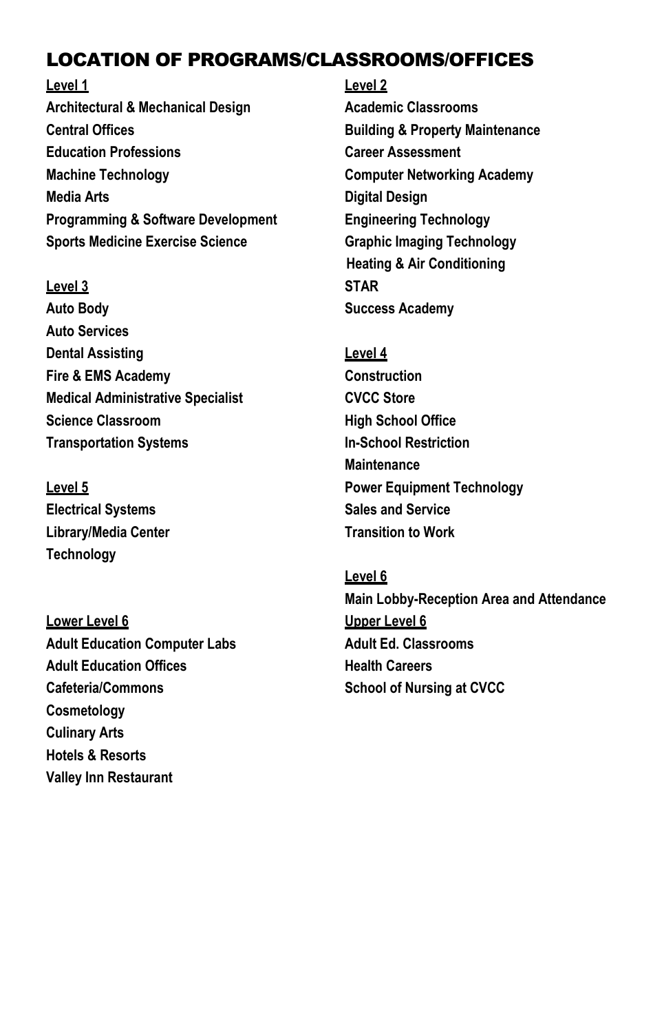# LOCATION OF PROGRAMS/CLASSROOMS/OFFICES

**Level 1**

**Architectural & Mechanical Design**
**Central Offices**
**Education Professions**
**Machine Technology**
**Media Arts**
**Programming & Software Development**
**Sports Medicine Exercise Science**

**Level 2**

**Academic Classrooms**
**Building & Property Maintenance**
**Career Assessment**
**Computer Networking Academy**
**Digital Design**
**Engineering Technology**
**Graphic Imaging Technology**
**Heating & Air Conditioning**
**STAR**
**Success Academy**

**Level 3**

**Auto Body**
**Auto Services**
**Dental Assisting**
**Fire & EMS Academy**
**Medical Administrative Specialist**
**Science Classroom**
**Transportation Systems**

**Level 4**

**Construction**
**CVCC Store**
**High School Office**
**In-School Restriction**
**Maintenance**
**Power Equipment Technology**
**Sales and Service**
**Transition to Work**

**Level 5**

**Electrical Systems**
**Library/Media Center**
**Technology**

**Level 6**

**Main Lobby-Reception Area and Attendance**

**Lower Level 6**

**Adult Education Computer Labs**
**Adult Education Offices**
**Cafeteria/Commons**
**Cosmetology**
**Culinary Arts**
**Hotels & Resorts**
**Valley Inn Restaurant**

**Upper Level 6**

**Adult Ed. Classrooms**
**Health Careers**
**School of Nursing at CVCC**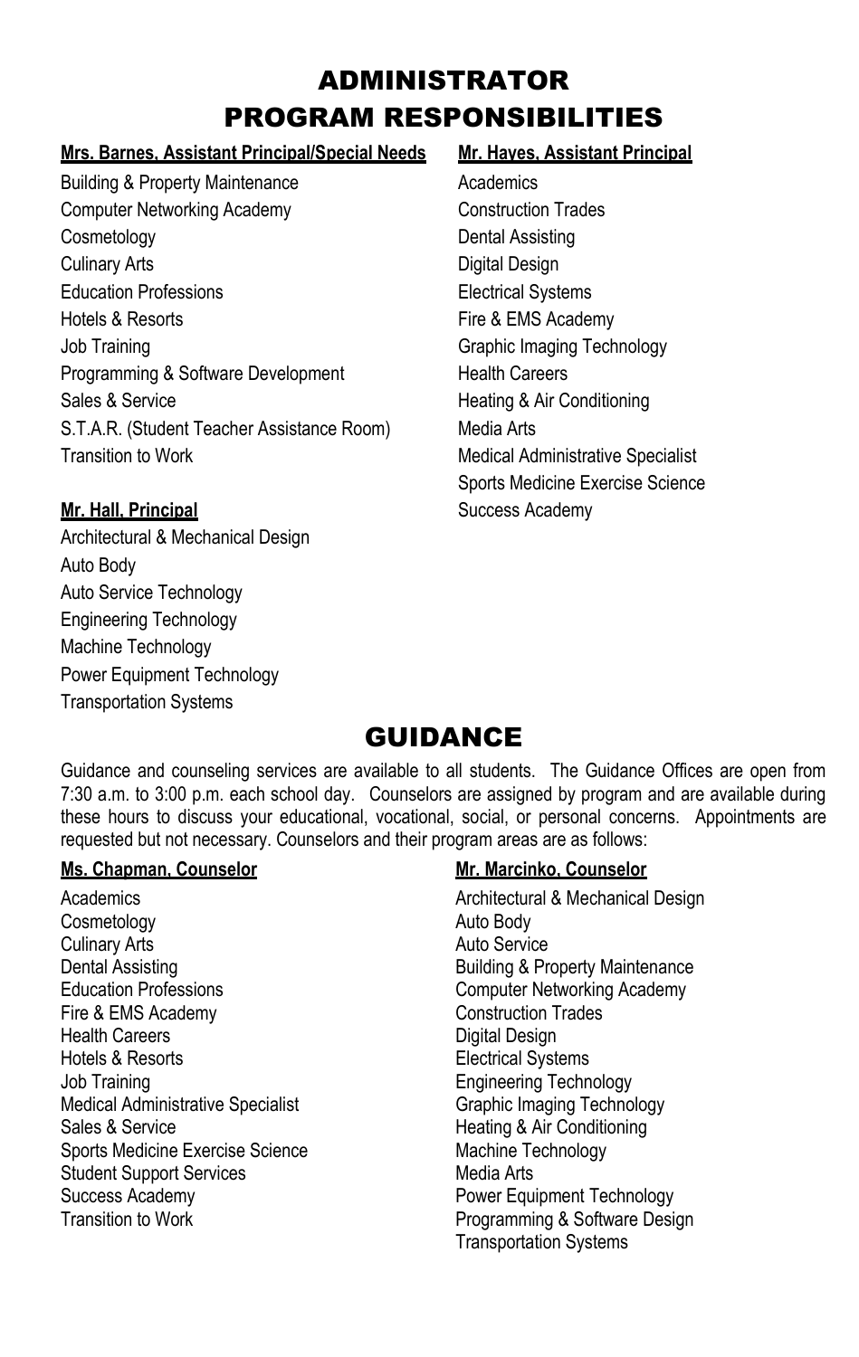# ADMINISTRATOR PROGRAM RESPONSIBILITIES

**Mrs. Barnes, Assistant Principal/Special Needs**

Building & Property Maintenance
Computer Networking Academy
Cosmetology
Culinary Arts
Education Professions
Hotels & Resorts
Job Training
Programming & Software Development
Sales & Service
S.T.A.R. (Student Teacher Assistance Room)
Transition to Work

**Mr. Hall, Principal**

Architectural & Mechanical Design
Auto Body
Auto Service Technology
Engineering Technology
Machine Technology
Power Equipment Technology
Transportation Systems

**Mr. Hayes, Assistant Principal**

Academics
Construction Trades
Dental Assisting
Digital Design
Electrical Systems
Fire & EMS Academy
Graphic Imaging Technology
Health Careers
Heating & Air Conditioning
Media Arts
Medical Administrative Specialist
Sports Medicine Exercise Science
Success Academy

# GUIDANCE

Guidance and counseling services are available to all students. The Guidance Offices are open from 7:30 a.m. to 3:00 p.m. each school day. Counselors are assigned by program and are available during these hours to discuss your educational, vocational, social, or personal concerns. Appointments are requested but not necessary. Counselors and their program areas are as follows:

**Ms. Chapman, Counselor**

Academics
Cosmetology
Culinary Arts
Dental Assisting
Education Professions
Fire & EMS Academy
Health Careers
Hotels & Resorts
Job Training
Medical Administrative Specialist
Sales & Service
Sports Medicine Exercise Science
Student Support Services
Success Academy
Transition to Work

**Mr. Marcinko, Counselor**

Architectural & Mechanical Design
Auto Body
Auto Service
Building & Property Maintenance
Computer Networking Academy
Construction Trades
Digital Design
Electrical Systems
Engineering Technology
Graphic Imaging Technology
Heating & Air Conditioning
Machine Technology
Media Arts
Power Equipment Technology
Programming & Software Design
Transportation Systems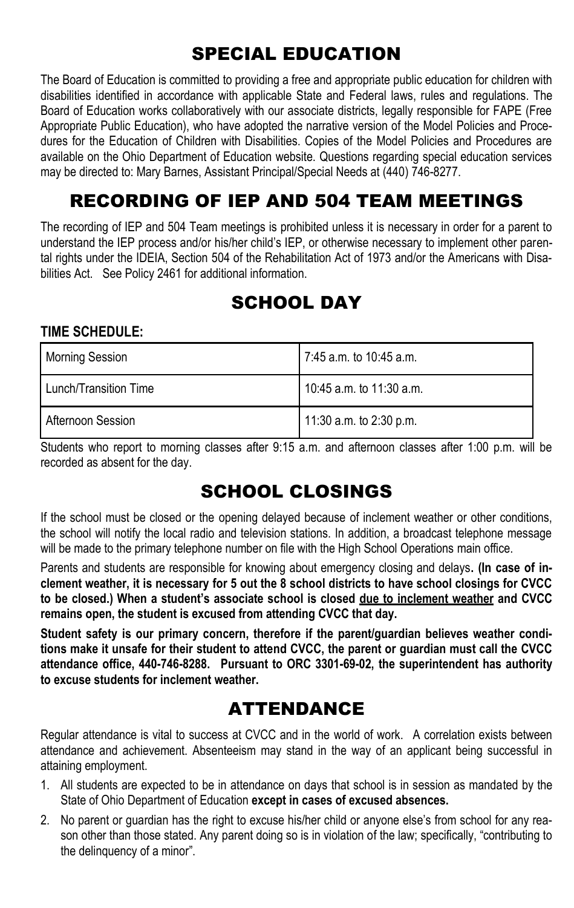# SPECIAL EDUCATION

The Board of Education is committed to providing a free and appropriate public education for children with disabilities identified in accordance with applicable State and Federal laws, rules and regulations. The Board of Education works collaboratively with our associate districts, legally responsible for FAPE (Free Appropriate Public Education), who have adopted the narrative version of the Model Policies and Procedures for the Education of Children with Disabilities. Copies of the Model Policies and Procedures are available on the Ohio Department of Education website. Questions regarding special education services may be directed to: Mary Barnes, Assistant Principal/Special Needs at (440) 746-8277.

# RECORDING OF IEP AND 504 TEAM MEETINGS

The recording of IEP and 504 Team meetings is prohibited unless it is necessary in order for a parent to understand the IEP process and/or his/her child's IEP, or otherwise necessary to implement other parental rights under the IDEIA, Section 504 of the Rehabilitation Act of 1973 and/or the Americans with Disabilities Act. See Policy 2461 for additional information.

# SCHOOL DAY

**TIME SCHEDULE:**

| | |
|---|---|
| Morning Session | 7:45 a.m. to 10:45 a.m. |
| Lunch/Transition Time | 10:45 a.m. to 11:30 a.m. |
| Afternoon Session | 11:30 a.m. to 2:30 p.m. |

Students who report to morning classes after 9:15 a.m. and afternoon classes after 1:00 p.m. will be recorded as absent for the day.

# SCHOOL CLOSINGS

If the school must be closed or the opening delayed because of inclement weather or other conditions, the school will notify the local radio and television stations. In addition, a broadcast telephone message will be made to the primary telephone number on file with the High School Operations main office.

Parents and students are responsible for knowing about emergency closing and delays**. (In case of inclement weather, it is necessary for 5 out the 8 school districts to have school closings for CVCC to be closed.) When a student's associate school is closed <u>due to inclement weather</u> and CVCC remains open, the student is excused from attending CVCC that day.**

**Student safety is our primary concern, therefore if the parent/guardian believes weather conditions make it unsafe for their student to attend CVCC, the parent or guardian must call the CVCC attendance office, 440-746-8288. Pursuant to ORC 3301-69-02, the superintendent has authority to excuse students for inclement weather.**

# ATTENDANCE

Regular attendance is vital to success at CVCC and in the world of work. A correlation exists between attendance and achievement. Absenteeism may stand in the way of an applicant being successful in attaining employment.

1. All students are expected to be in attendance on days that school is in session as mandated by the State of Ohio Department of Education **except in cases of excused absences.**
2. No parent or guardian has the right to excuse his/her child or anyone else's from school for any reason other than those stated. Any parent doing so is in violation of the law; specifically, "contributing to the delinquency of a minor".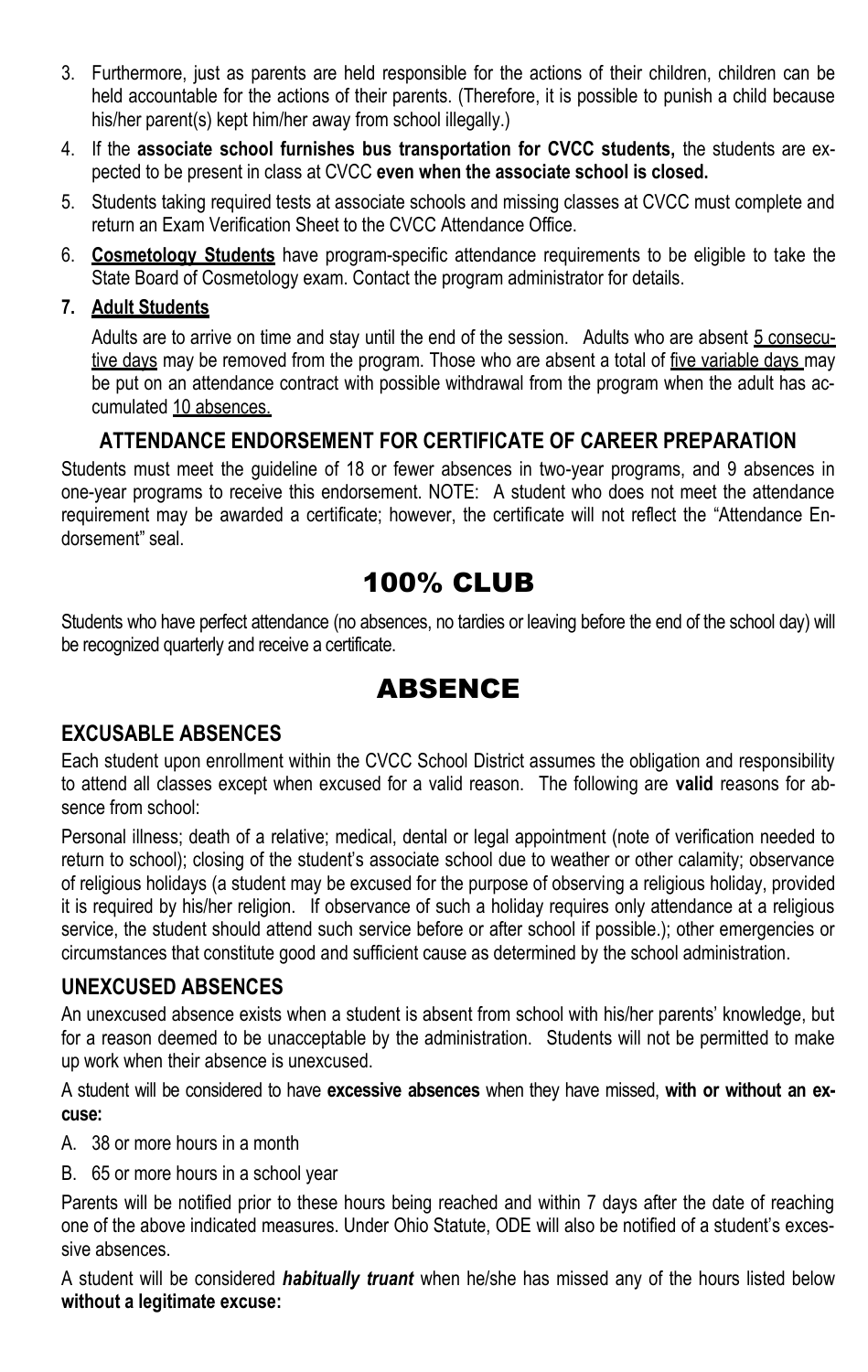3. Furthermore, just as parents are held responsible for the actions of their children, children can be held accountable for the actions of their parents. (Therefore, it is possible to punish a child because his/her parent(s) kept him/her away from school illegally.)
4. If the **associate school furnishes bus transportation for CVCC students,** the students are expected to be present in class at CVCC **even when the associate school is closed.**
5. Students taking required tests at associate schools and missing classes at CVCC must complete and return an Exam Verification Sheet to the CVCC Attendance Office.
6. **Cosmetology Students** have program-specific attendance requirements to be eligible to take the State Board of Cosmetology exam. Contact the program administrator for details.
7. **Adult Students**

   Adults are to arrive on time and stay until the end of the session. Adults who are absent 5 consecutive days may be removed from the program. Those who are absent a total of five variable days may be put on an attendance contract with possible withdrawal from the program when the adult has accumulated 10 absences.

### ATTENDANCE ENDORSEMENT FOR CERTIFICATE OF CAREER PREPARATION

Students must meet the guideline of 18 or fewer absences in two-year programs, and 9 absences in one-year programs to receive this endorsement. NOTE: A student who does not meet the attendance requirement may be awarded a certificate; however, the certificate will not reflect the "Attendance Endorsement" seal.

# 100% CLUB

Students who have perfect attendance (no absences, no tardies or leaving before the end of the school day) will be recognized quarterly and receive a certificate.

# ABSENCE

### EXCUSABLE ABSENCES

Each student upon enrollment within the CVCC School District assumes the obligation and responsibility to attend all classes except when excused for a valid reason. The following are **valid** reasons for absence from school:

Personal illness; death of a relative; medical, dental or legal appointment (note of verification needed to return to school); closing of the student's associate school due to weather or other calamity; observance of religious holidays (a student may be excused for the purpose of observing a religious holiday, provided it is required by his/her religion. If observance of such a holiday requires only attendance at a religious service, the student should attend such service before or after school if possible.); other emergencies or circumstances that constitute good and sufficient cause as determined by the school administration.

### UNEXCUSED ABSENCES

An unexcused absence exists when a student is absent from school with his/her parents' knowledge, but for a reason deemed to be unacceptable by the administration. Students will not be permitted to make up work when their absence is unexcused.

A student will be considered to have **excessive absences** when they have missed, **with or without an excuse:**

A. 38 or more hours in a month

B. 65 or more hours in a school year

Parents will be notified prior to these hours being reached and within 7 days after the date of reaching one of the above indicated measures. Under Ohio Statute, ODE will also be notified of a student's excessive absences.

A student will be considered ***habitually truant*** when he/she has missed any of the hours listed below **without a legitimate excuse:**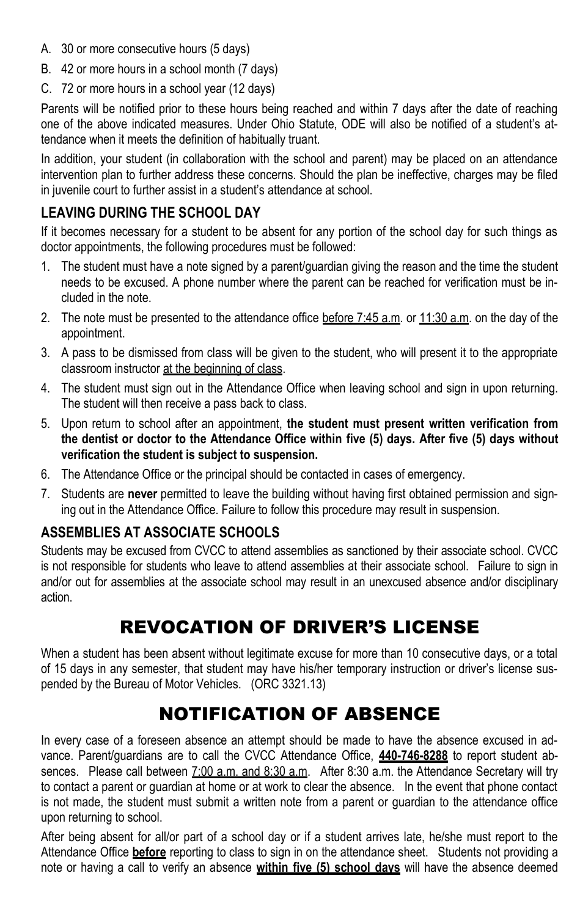A. 30 or more consecutive hours (5 days)
B. 42 or more hours in a school month (7 days)
C. 72 or more hours in a school year (12 days)

Parents will be notified prior to these hours being reached and within 7 days after the date of reaching one of the above indicated measures. Under Ohio Statute, ODE will also be notified of a student's attendance when it meets the definition of habitually truant.

In addition, your student (in collaboration with the school and parent) may be placed on an attendance intervention plan to further address these concerns. Should the plan be ineffective, charges may be filed in juvenile court to further assist in a student's attendance at school.

### LEAVING DURING THE SCHOOL DAY

If it becomes necessary for a student to be absent for any portion of the school day for such things as doctor appointments, the following procedures must be followed:

1. The student must have a note signed by a parent/guardian giving the reason and the time the student needs to be excused. A phone number where the parent can be reached for verification must be included in the note.
2. The note must be presented to the attendance office before 7:45 a.m. or 11:30 a.m. on the day of the appointment.
3. A pass to be dismissed from class will be given to the student, who will present it to the appropriate classroom instructor at the beginning of class.
4. The student must sign out in the Attendance Office when leaving school and sign in upon returning. The student will then receive a pass back to class.
5. Upon return to school after an appointment, **the student must present written verification from the dentist or doctor to the Attendance Office within five (5) days. After five (5) days without verification the student is subject to suspension.**
6. The Attendance Office or the principal should be contacted in cases of emergency.
7. Students are **never** permitted to leave the building without having first obtained permission and signing out in the Attendance Office. Failure to follow this procedure may result in suspension.

### ASSEMBLIES AT ASSOCIATE SCHOOLS

Students may be excused from CVCC to attend assemblies as sanctioned by their associate school. CVCC is not responsible for students who leave to attend assemblies at their associate school. Failure to sign in and/or out for assemblies at the associate school may result in an unexcused absence and/or disciplinary action.

## REVOCATION OF DRIVER'S LICENSE

When a student has been absent without legitimate excuse for more than 10 consecutive days, or a total of 15 days in any semester, that student may have his/her temporary instruction or driver's license suspended by the Bureau of Motor Vehicles. (ORC 3321.13)

## NOTIFICATION OF ABSENCE

In every case of a foreseen absence an attempt should be made to have the absence excused in advance. Parent/guardians are to call the CVCC Attendance Office, **440-746-8288** to report student absences. Please call between 7:00 a.m. and 8:30 a.m. After 8:30 a.m. the Attendance Secretary will try to contact a parent or guardian at home or at work to clear the absence. In the event that phone contact is not made, the student must submit a written note from a parent or guardian to the attendance office upon returning to school.

After being absent for all/or part of a school day or if a student arrives late, he/she must report to the Attendance Office **before** reporting to class to sign in on the attendance sheet. Students not providing a note or having a call to verify an absence **within five (5) school days** will have the absence deemed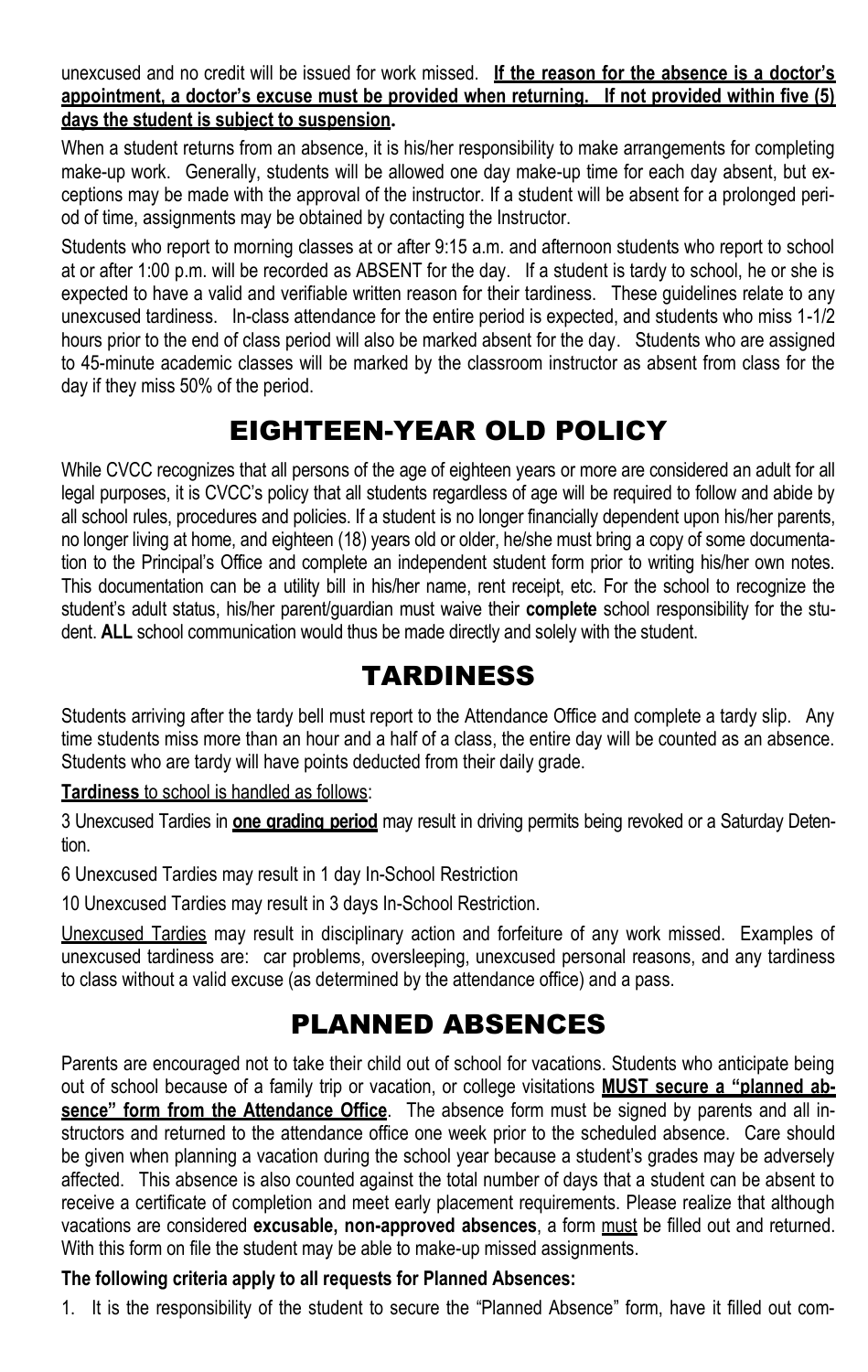unexcused and no credit will be issued for work missed. **<u>If the reason for the absence is a doctor's appointment, a doctor's excuse must be provided when returning. If not provided within five (5) days the student is subject to suspension</u>.**

When a student returns from an absence, it is his/her responsibility to make arrangements for completing make-up work. Generally, students will be allowed one day make-up time for each day absent, but exceptions may be made with the approval of the instructor. If a student will be absent for a prolonged period of time, assignments may be obtained by contacting the Instructor.

Students who report to morning classes at or after 9:15 a.m. and afternoon students who report to school at or after 1:00 p.m. will be recorded as ABSENT for the day. If a student is tardy to school, he or she is expected to have a valid and verifiable written reason for their tardiness. These guidelines relate to any unexcused tardiness. In-class attendance for the entire period is expected, and students who miss 1-1/2 hours prior to the end of class period will also be marked absent for the day. Students who are assigned to 45-minute academic classes will be marked by the classroom instructor as absent from class for the day if they miss 50% of the period.

# EIGHTEEN-YEAR OLD POLICY

While CVCC recognizes that all persons of the age of eighteen years or more are considered an adult for all legal purposes, it is CVCC's policy that all students regardless of age will be required to follow and abide by all school rules, procedures and policies. If a student is no longer financially dependent upon his/her parents, no longer living at home, and eighteen (18) years old or older, he/she must bring a copy of some documentation to the Principal's Office and complete an independent student form prior to writing his/her own notes. This documentation can be a utility bill in his/her name, rent receipt, etc. For the school to recognize the student's adult status, his/her parent/guardian must waive their **complete** school responsibility for the student. **ALL** school communication would thus be made directly and solely with the student.

# TARDINESS

Students arriving after the tardy bell must report to the Attendance Office and complete a tardy slip. Any time students miss more than an hour and a half of a class, the entire day will be counted as an absence. Students who are tardy will have points deducted from their daily grade.

<u>**Tardiness** to school is handled as follows</u>:

3 Unexcused Tardies in **<u>one grading period</u>** may result in driving permits being revoked or a Saturday Detention.

6 Unexcused Tardies may result in 1 day In-School Restriction

10 Unexcused Tardies may result in 3 days In-School Restriction.

<u>Unexcused Tardies</u> may result in disciplinary action and forfeiture of any work missed. Examples of unexcused tardiness are: car problems, oversleeping, unexcused personal reasons, and any tardiness to class without a valid excuse (as determined by the attendance office) and a pass.

# PLANNED ABSENCES

Parents are encouraged not to take their child out of school for vacations. Students who anticipate being out of school because of a family trip or vacation, or college visitations **<u>MUST secure a "planned absence" form from the Attendance Office</u>**. The absence form must be signed by parents and all instructors and returned to the attendance office one week prior to the scheduled absence. Care should be given when planning a vacation during the school year because a student's grades may be adversely affected. This absence is also counted against the total number of days that a student can be absent to receive a certificate of completion and meet early placement requirements. Please realize that although vacations are considered **excusable, non-approved absences**, a form <u>must</u> be filled out and returned. With this form on file the student may be able to make-up missed assignments.

**The following criteria apply to all requests for Planned Absences:**

1. It is the responsibility of the student to secure the "Planned Absence" form, have it filled out com-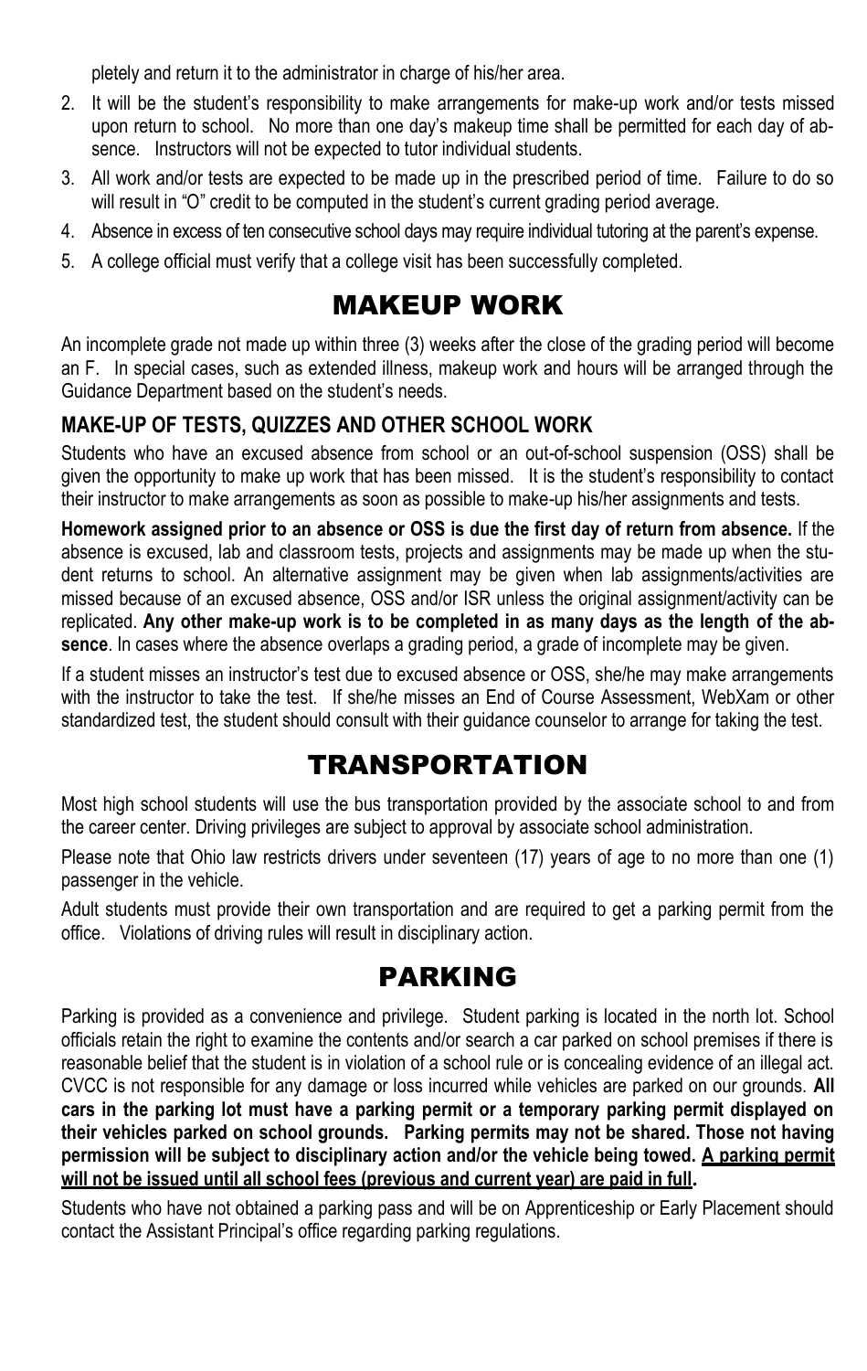pletely and return it to the administrator in charge of his/her area.

2. It will be the student's responsibility to make arrangements for make-up work and/or tests missed upon return to school. No more than one day's makeup time shall be permitted for each day of absence. Instructors will not be expected to tutor individual students.
3. All work and/or tests are expected to be made up in the prescribed period of time. Failure to do so will result in "O" credit to be computed in the student's current grading period average.
4. Absence in excess of ten consecutive school days may require individual tutoring at the parent's expense.
5. A college official must verify that a college visit has been successfully completed.

# MAKEUP WORK

An incomplete grade not made up within three (3) weeks after the close of the grading period will become an F. In special cases, such as extended illness, makeup work and hours will be arranged through the Guidance Department based on the student's needs.

### MAKE-UP OF TESTS, QUIZZES AND OTHER SCHOOL WORK

Students who have an excused absence from school or an out-of-school suspension (OSS) shall be given the opportunity to make up work that has been missed. It is the student's responsibility to contact their instructor to make arrangements as soon as possible to make-up his/her assignments and tests.

**Homework assigned prior to an absence or OSS is due the first day of return from absence.** If the absence is excused, lab and classroom tests, projects and assignments may be made up when the student returns to school. An alternative assignment may be given when lab assignments/activities are missed because of an excused absence, OSS and/or ISR unless the original assignment/activity can be replicated. **Any other make-up work is to be completed in as many days as the length of the absence**. In cases where the absence overlaps a grading period, a grade of incomplete may be given.

If a student misses an instructor's test due to excused absence or OSS, she/he may make arrangements with the instructor to take the test. If she/he misses an End of Course Assessment, WebXam or other standardized test, the student should consult with their guidance counselor to arrange for taking the test.

# TRANSPORTATION

Most high school students will use the bus transportation provided by the associate school to and from the career center. Driving privileges are subject to approval by associate school administration.

Please note that Ohio law restricts drivers under seventeen (17) years of age to no more than one (1) passenger in the vehicle.

Adult students must provide their own transportation and are required to get a parking permit from the office. Violations of driving rules will result in disciplinary action.

# PARKING

Parking is provided as a convenience and privilege. Student parking is located in the north lot. School officials retain the right to examine the contents and/or search a car parked on school premises if there is reasonable belief that the student is in violation of a school rule or is concealing evidence of an illegal act. CVCC is not responsible for any damage or loss incurred while vehicles are parked on our grounds. **All cars in the parking lot must have a parking permit or a temporary parking permit displayed on their vehicles parked on school grounds. Parking permits may not be shared. Those not having permission will be subject to disciplinary action and/or the vehicle being towed. <u>A parking permit will not be issued until all school fees (previous and current year) are paid in full</u>.**

Students who have not obtained a parking pass and will be on Apprenticeship or Early Placement should contact the Assistant Principal's office regarding parking regulations.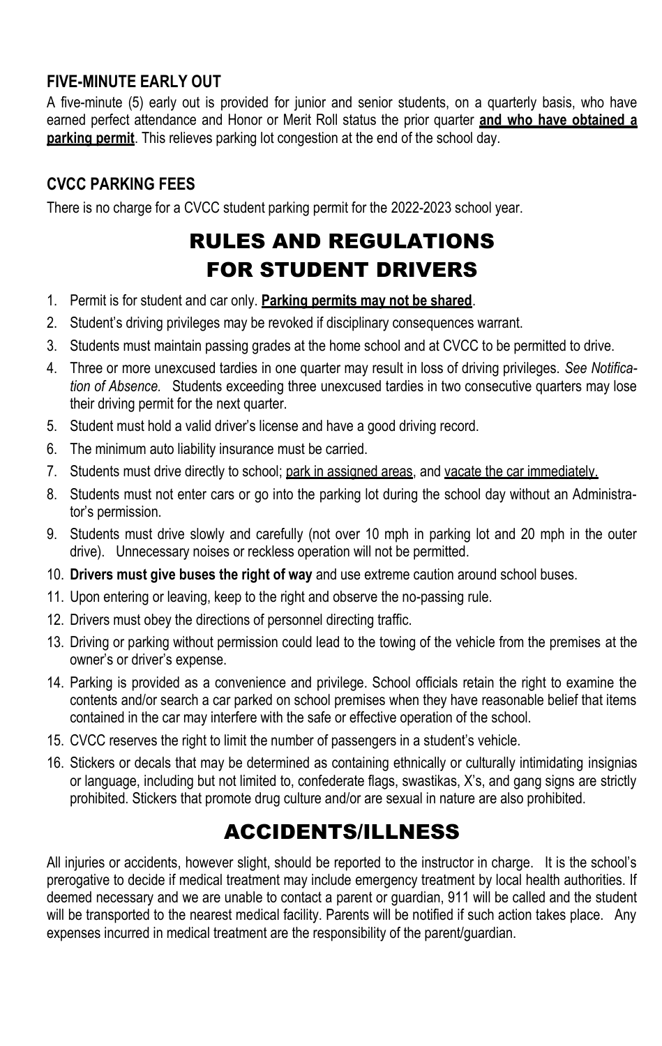### FIVE-MINUTE EARLY OUT

A five-minute (5) early out is provided for junior and senior students, on a quarterly basis, who have earned perfect attendance and Honor or Merit Roll status the prior quarter **and who have obtained a parking permit**. This relieves parking lot congestion at the end of the school day.

### CVCC PARKING FEES

There is no charge for a CVCC student parking permit for the 2022-2023 school year.

## RULES AND REGULATIONS FOR STUDENT DRIVERS

1. Permit is for student and car only. **Parking permits may not be shared**.
2. Student's driving privileges may be revoked if disciplinary consequences warrant.
3. Students must maintain passing grades at the home school and at CVCC to be permitted to drive.
4. Three or more unexcused tardies in one quarter may result in loss of driving privileges. *See Notification of Absence.* Students exceeding three unexcused tardies in two consecutive quarters may lose their driving permit for the next quarter.
5. Student must hold a valid driver's license and have a good driving record.
6. The minimum auto liability insurance must be carried.
7. Students must drive directly to school; park in assigned areas, and vacate the car immediately.
8. Students must not enter cars or go into the parking lot during the school day without an Administrator's permission.
9. Students must drive slowly and carefully (not over 10 mph in parking lot and 20 mph in the outer drive). Unnecessary noises or reckless operation will not be permitted.
10. **Drivers must give buses the right of way** and use extreme caution around school buses.
11. Upon entering or leaving, keep to the right and observe the no-passing rule.
12. Drivers must obey the directions of personnel directing traffic.
13. Driving or parking without permission could lead to the towing of the vehicle from the premises at the owner's or driver's expense.
14. Parking is provided as a convenience and privilege. School officials retain the right to examine the contents and/or search a car parked on school premises when they have reasonable belief that items contained in the car may interfere with the safe or effective operation of the school.
15. CVCC reserves the right to limit the number of passengers in a student's vehicle.
16. Stickers or decals that may be determined as containing ethnically or culturally intimidating insignias or language, including but not limited to, confederate flags, swastikas, X's, and gang signs are strictly prohibited. Stickers that promote drug culture and/or are sexual in nature are also prohibited.

## ACCIDENTS/ILLNESS

All injuries or accidents, however slight, should be reported to the instructor in charge. It is the school's prerogative to decide if medical treatment may include emergency treatment by local health authorities. If deemed necessary and we are unable to contact a parent or guardian, 911 will be called and the student will be transported to the nearest medical facility. Parents will be notified if such action takes place. Any expenses incurred in medical treatment are the responsibility of the parent/guardian.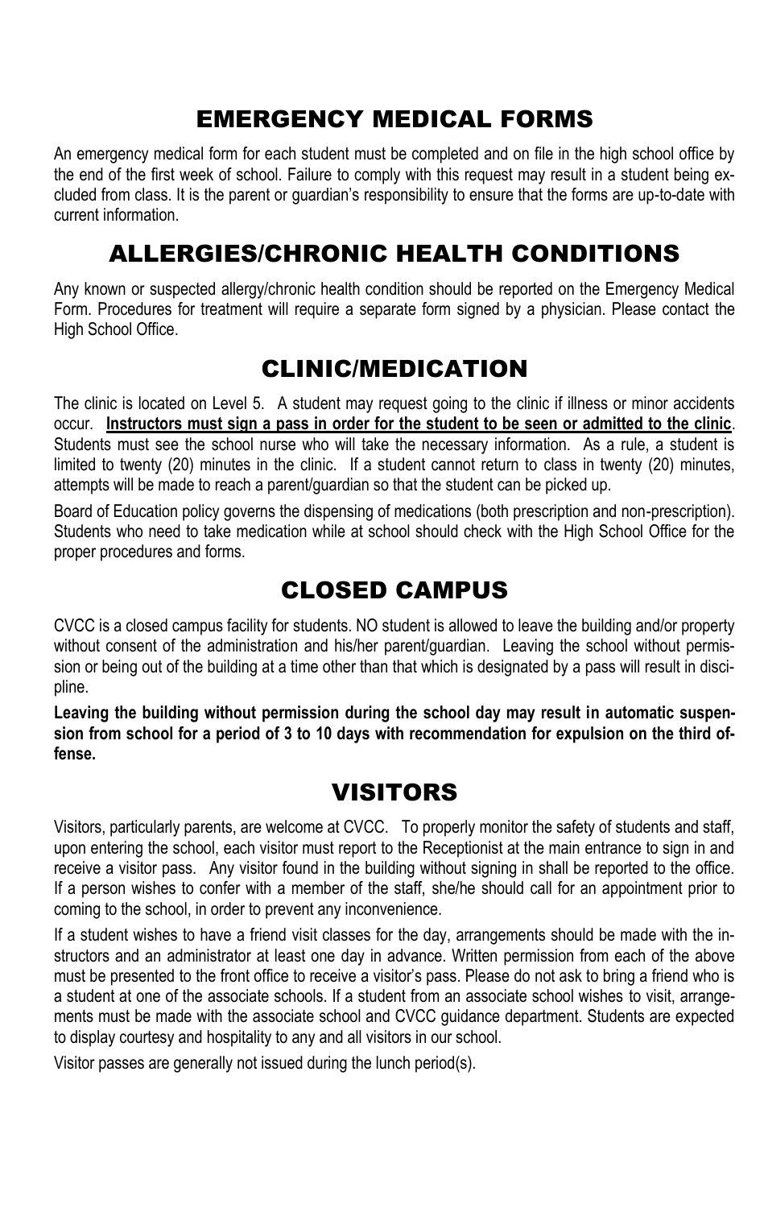## EMERGENCY MEDICAL FORMS

An emergency medical form for each student must be completed and on file in the high school office by the end of the first week of school. Failure to comply with this request may result in a student being excluded from class. It is the parent or guardian's responsibility to ensure that the forms are up-to-date with current information.

## ALLERGIES/CHRONIC HEALTH CONDITIONS

Any known or suspected allergy/chronic health condition should be reported on the Emergency Medical Form. Procedures for treatment will require a separate form signed by a physician. Please contact the High School Office.

## CLINIC/MEDICATION

The clinic is located on Level 5. A student may request going to the clinic if illness or minor accidents occur. **Instructors must sign a pass in order for the student to be seen or admitted to the clinic**. Students must see the school nurse who will take the necessary information. As a rule, a student is limited to twenty (20) minutes in the clinic. If a student cannot return to class in twenty (20) minutes, attempts will be made to reach a parent/guardian so that the student can be picked up.

Board of Education policy governs the dispensing of medications (both prescription and non-prescription). Students who need to take medication while at school should check with the High School Office for the proper procedures and forms.

## CLOSED CAMPUS

CVCC is a closed campus facility for students. NO student is allowed to leave the building and/or property without consent of the administration and his/her parent/guardian. Leaving the school without permission or being out of the building at a time other than that which is designated by a pass will result in discipline.

**Leaving the building without permission during the school day may result in automatic suspension from school for a period of 3 to 10 days with recommendation for expulsion on the third offense.**

## VISITORS

Visitors, particularly parents, are welcome at CVCC. To properly monitor the safety of students and staff, upon entering the school, each visitor must report to the Receptionist at the main entrance to sign in and receive a visitor pass. Any visitor found in the building without signing in shall be reported to the office. If a person wishes to confer with a member of the staff, she/he should call for an appointment prior to coming to the school, in order to prevent any inconvenience.

If a student wishes to have a friend visit classes for the day, arrangements should be made with the instructors and an administrator at least one day in advance. Written permission from each of the above must be presented to the front office to receive a visitor's pass. Please do not ask to bring a friend who is a student at one of the associate schools. If a student from an associate school wishes to visit, arrangements must be made with the associate school and CVCC guidance department. Students are expected to display courtesy and hospitality to any and all visitors in our school.

Visitor passes are generally not issued during the lunch period(s).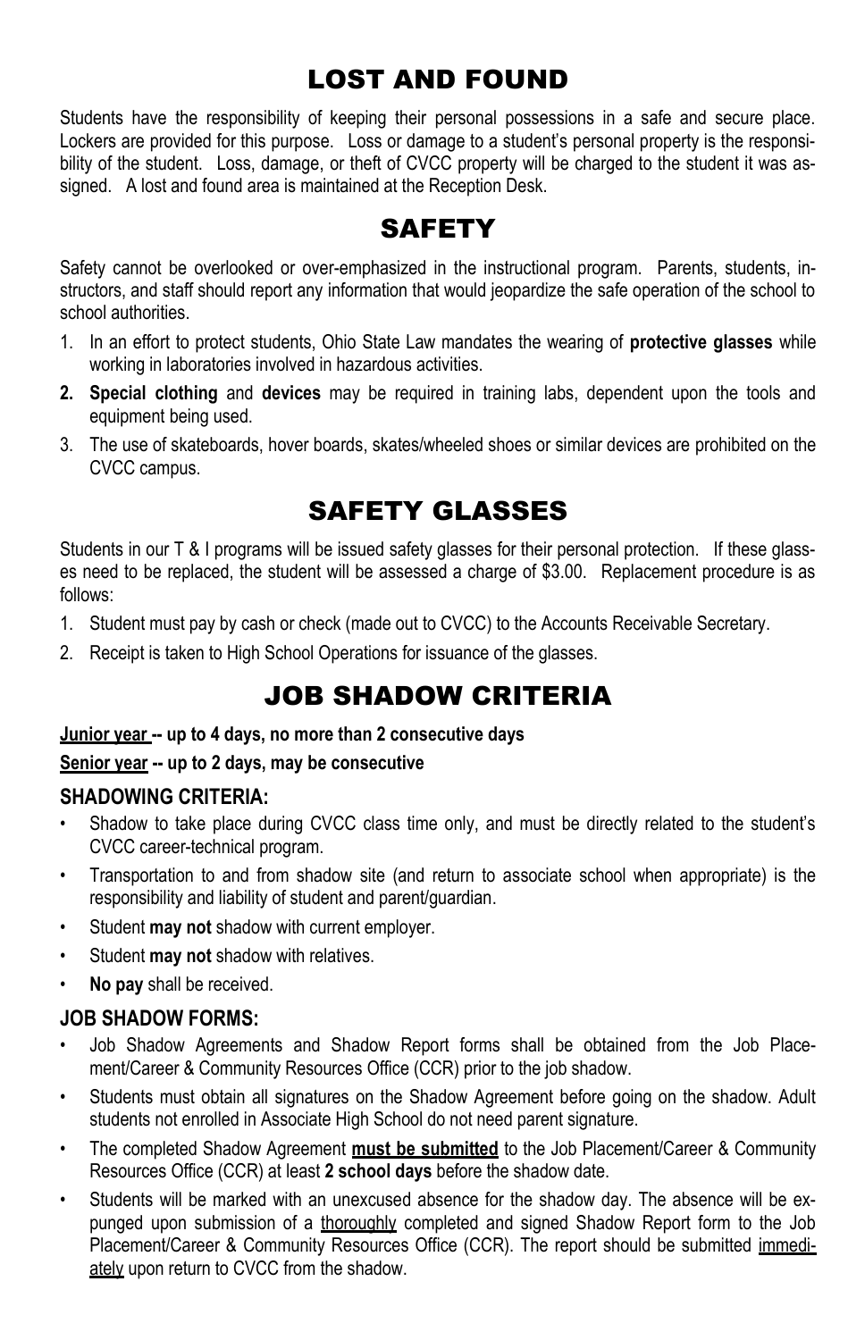# LOST AND FOUND

Students have the responsibility of keeping their personal possessions in a safe and secure place. Lockers are provided for this purpose. Loss or damage to a student's personal property is the responsibility of the student. Loss, damage, or theft of CVCC property will be charged to the student it was assigned. A lost and found area is maintained at the Reception Desk.

# SAFETY

Safety cannot be overlooked or over-emphasized in the instructional program. Parents, students, instructors, and staff should report any information that would jeopardize the safe operation of the school to school authorities.

1. In an effort to protect students, Ohio State Law mandates the wearing of **protective glasses** while working in laboratories involved in hazardous activities.
2. **Special clothing** and **devices** may be required in training labs, dependent upon the tools and equipment being used.
3. The use of skateboards, hover boards, skates/wheeled shoes or similar devices are prohibited on the CVCC campus.

# SAFETY GLASSES

Students in our T & I programs will be issued safety glasses for their personal protection. If these glasses need to be replaced, the student will be assessed a charge of $3.00. Replacement procedure is as follows:

1. Student must pay by cash or check (made out to CVCC) to the Accounts Receivable Secretary.
2. Receipt is taken to High School Operations for issuance of the glasses.

# JOB SHADOW CRITERIA

**Junior year -- up to 4 days, no more than 2 consecutive days**

**Senior year -- up to 2 days, may be consecutive**

### SHADOWING CRITERIA:

- Shadow to take place during CVCC class time only, and must be directly related to the student's CVCC career-technical program.
- Transportation to and from shadow site (and return to associate school when appropriate) is the responsibility and liability of student and parent/guardian.
- Student **may not** shadow with current employer.
- Student **may not** shadow with relatives.
- **No pay** shall be received.

### JOB SHADOW FORMS:

- Job Shadow Agreements and Shadow Report forms shall be obtained from the Job Placement/Career & Community Resources Office (CCR) prior to the job shadow.
- Students must obtain all signatures on the Shadow Agreement before going on the shadow. Adult students not enrolled in Associate High School do not need parent signature.
- The completed Shadow Agreement **must be submitted** to the Job Placement/Career & Community Resources Office (CCR) at least **2 school days** before the shadow date.
- Students will be marked with an unexcused absence for the shadow day. The absence will be expunged upon submission of a thoroughly completed and signed Shadow Report form to the Job Placement/Career & Community Resources Office (CCR). The report should be submitted immediately upon return to CVCC from the shadow.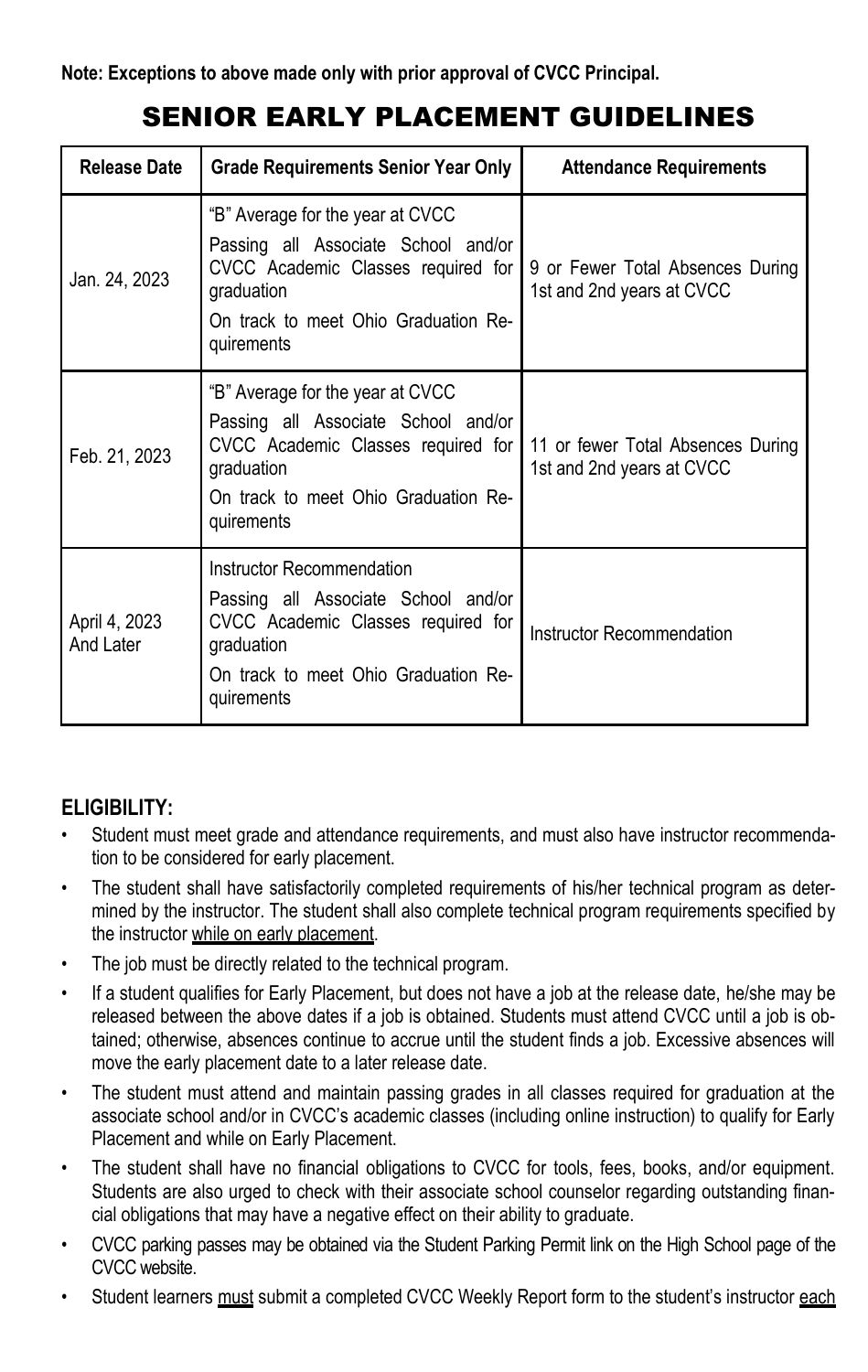**Note: Exceptions to above made only with prior approval of CVCC Principal.**

# SENIOR EARLY PLACEMENT GUIDELINES

| Release Date | Grade Requirements Senior Year Only | Attendance Requirements |
|---|---|---|
| Jan. 24, 2023 | "B" Average for the year at CVCC<br>Passing all Associate School and/or CVCC Academic Classes required for graduation<br>On track to meet Ohio Graduation Requirements | 9 or Fewer Total Absences During 1st and 2nd years at CVCC |
| Feb. 21, 2023 | "B" Average for the year at CVCC<br>Passing all Associate School and/or CVCC Academic Classes required for graduation<br>On track to meet Ohio Graduation Requirements | 11 or fewer Total Absences During 1st and 2nd years at CVCC |
| April 4, 2023 And Later | Instructor Recommendation<br>Passing all Associate School and/or CVCC Academic Classes required for graduation<br>On track to meet Ohio Graduation Requirements | Instructor Recommendation |

## ELIGIBILITY:

- Student must meet grade and attendance requirements, and must also have instructor recommendation to be considered for early placement.
- The student shall have satisfactorily completed requirements of his/her technical program as determined by the instructor. The student shall also complete technical program requirements specified by the instructor <u>while on early placement</u>.
- The job must be directly related to the technical program.
- If a student qualifies for Early Placement, but does not have a job at the release date, he/she may be released between the above dates if a job is obtained. Students must attend CVCC until a job is obtained; otherwise, absences continue to accrue until the student finds a job. Excessive absences will move the early placement date to a later release date.
- The student must attend and maintain passing grades in all classes required for graduation at the associate school and/or in CVCC's academic classes (including online instruction) to qualify for Early Placement and while on Early Placement.
- The student shall have no financial obligations to CVCC for tools, fees, books, and/or equipment. Students are also urged to check with their associate school counselor regarding outstanding financial obligations that may have a negative effect on their ability to graduate.
- CVCC parking passes may be obtained via the Student Parking Permit link on the High School page of the CVCC website.
- Student learners <u>must</u> submit a completed CVCC Weekly Report form to the student's instructor <u>each</u>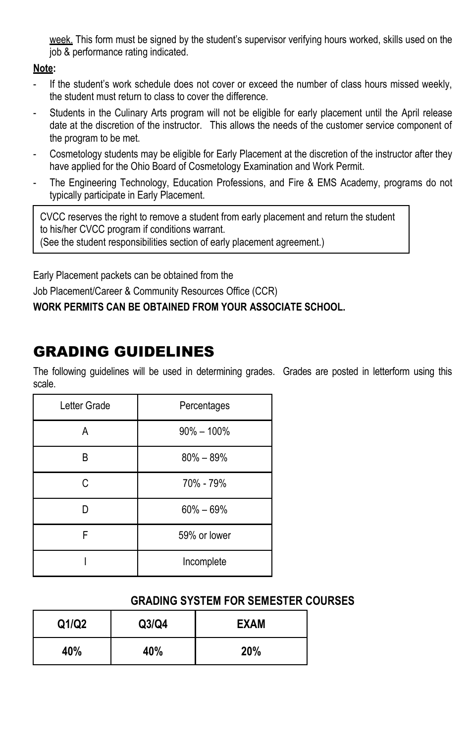week. This form must be signed by the student's supervisor verifying hours worked, skills used on the job & performance rating indicated.

**Note:**

- If the student's work schedule does not cover or exceed the number of class hours missed weekly, the student must return to class to cover the difference.
- Students in the Culinary Arts program will not be eligible for early placement until the April release date at the discretion of the instructor. This allows the needs of the customer service component of the program to be met.
- Cosmetology students may be eligible for Early Placement at the discretion of the instructor after they have applied for the Ohio Board of Cosmetology Examination and Work Permit.
- The Engineering Technology, Education Professions, and Fire & EMS Academy, programs do not typically participate in Early Placement.

CVCC reserves the right to remove a student from early placement and return the student to his/her CVCC program if conditions warrant.
(See the student responsibilities section of early placement agreement.)

Early Placement packets can be obtained from the

Job Placement/Career & Community Resources Office (CCR)

**WORK PERMITS CAN BE OBTAINED FROM YOUR ASSOCIATE SCHOOL.**

# GRADING GUIDELINES

The following guidelines will be used in determining grades. Grades are posted in letterform using this scale.

| Letter Grade | Percentages |
|---|---|
| A | 90% – 100% |
| B | 80% – 89% |
| C | 70% - 79% |
| D | 60% – 69% |
| F | 59% or lower |
| I | Incomplete |

**GRADING SYSTEM FOR SEMESTER COURSES**

| Q1/Q2 | Q3/Q4 | EXAM |
|---|---|---|
| **40%** | **40%** | **20%** |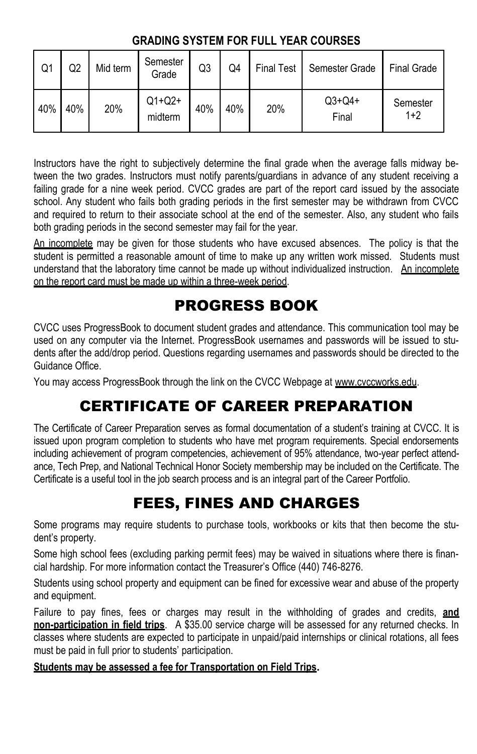**GRADING SYSTEM FOR FULL YEAR COURSES**

| Q1 | Q2 | Mid term | Semester Grade | Q3 | Q4 | Final Test | Semester Grade | Final Grade |
|---|---|---|---|---|---|---|---|---|
| 40% | 40% | 20% | Q1+Q2+ midterm | 40% | 40% | 20% | Q3+Q4+ Final | Semester 1+2 |

Instructors have the right to subjectively determine the final grade when the average falls midway between the two grades. Instructors must notify parents/guardians in advance of any student receiving a failing grade for a nine week period. CVCC grades are part of the report card issued by the associate school. Any student who fails both grading periods in the first semester may be withdrawn from CVCC and required to return to their associate school at the end of the semester. Also, any student who fails both grading periods in the second semester may fail for the year.

An incomplete may be given for those students who have excused absences. The policy is that the student is permitted a reasonable amount of time to make up any written work missed. Students must understand that the laboratory time cannot be made up without individualized instruction. An incomplete on the report card must be made up within a three-week period.

# PROGRESS BOOK

CVCC uses ProgressBook to document student grades and attendance. This communication tool may be used on any computer via the Internet. ProgressBook usernames and passwords will be issued to students after the add/drop period. Questions regarding usernames and passwords should be directed to the Guidance Office.

You may access ProgressBook through the link on the CVCC Webpage at www.cvccworks.edu.

# CERTIFICATE OF CAREER PREPARATION

The Certificate of Career Preparation serves as formal documentation of a student's training at CVCC. It is issued upon program completion to students who have met program requirements. Special endorsements including achievement of program competencies, achievement of 95% attendance, two-year perfect attendance, Tech Prep, and National Technical Honor Society membership may be included on the Certificate. The Certificate is a useful tool in the job search process and is an integral part of the Career Portfolio.

# FEES, FINES AND CHARGES

Some programs may require students to purchase tools, workbooks or kits that then become the student's property.

Some high school fees (excluding parking permit fees) may be waived in situations where there is financial hardship. For more information contact the Treasurer's Office (440) 746-8276.

Students using school property and equipment can be fined for excessive wear and abuse of the property and equipment.

Failure to pay fines, fees or charges may result in the withholding of grades and credits, **and non-participation in field trips**. A $35.00 service charge will be assessed for any returned checks. In classes where students are expected to participate in unpaid/paid internships or clinical rotations, all fees must be paid in full prior to students' participation.

**Students may be assessed a fee for Transportation on Field Trips.**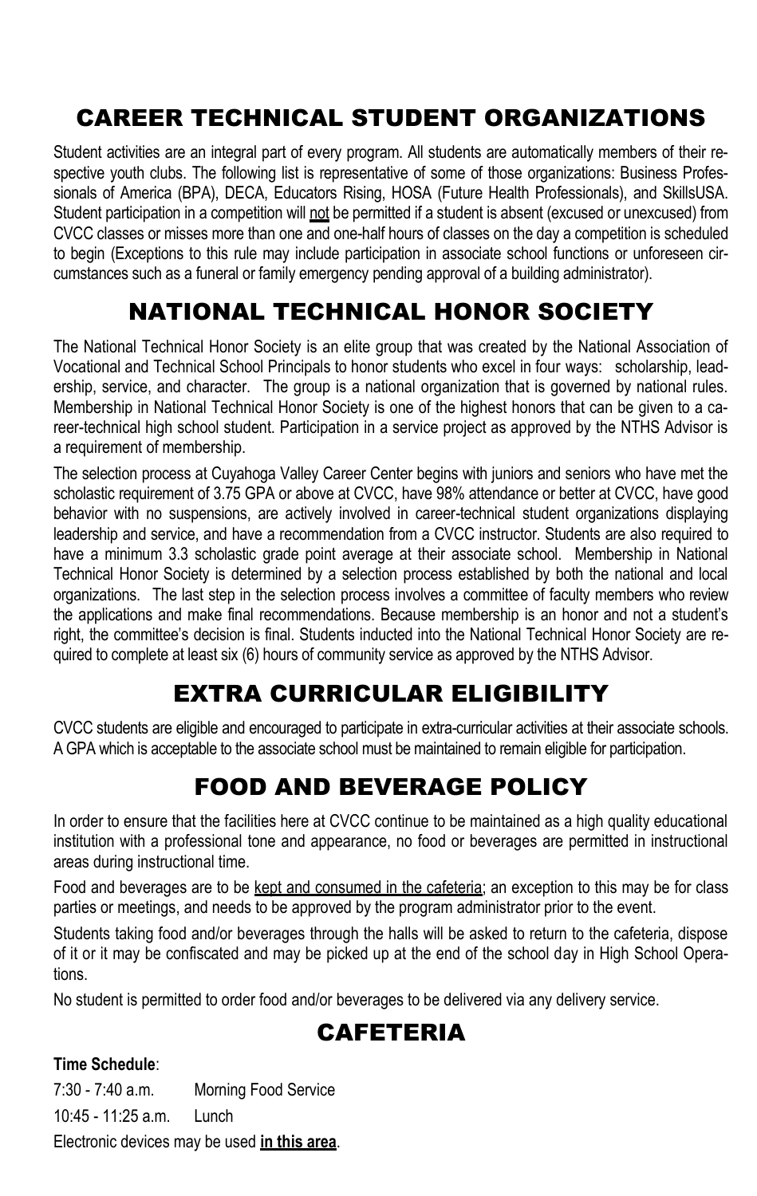# CAREER TECHNICAL STUDENT ORGANIZATIONS

Student activities are an integral part of every program. All students are automatically members of their respective youth clubs. The following list is representative of some of those organizations: Business Professionals of America (BPA), DECA, Educators Rising, HOSA (Future Health Professionals), and SkillsUSA. Student participation in a competition will <u>not</u> be permitted if a student is absent (excused or unexcused) from CVCC classes or misses more than one and one-half hours of classes on the day a competition is scheduled to begin (Exceptions to this rule may include participation in associate school functions or unforeseen circumstances such as a funeral or family emergency pending approval of a building administrator).

# NATIONAL TECHNICAL HONOR SOCIETY

The National Technical Honor Society is an elite group that was created by the National Association of Vocational and Technical School Principals to honor students who excel in four ways: scholarship, leadership, service, and character. The group is a national organization that is governed by national rules. Membership in National Technical Honor Society is one of the highest honors that can be given to a career-technical high school student. Participation in a service project as approved by the NTHS Advisor is a requirement of membership.

The selection process at Cuyahoga Valley Career Center begins with juniors and seniors who have met the scholastic requirement of 3.75 GPA or above at CVCC, have 98% attendance or better at CVCC, have good behavior with no suspensions, are actively involved in career-technical student organizations displaying leadership and service, and have a recommendation from a CVCC instructor. Students are also required to have a minimum 3.3 scholastic grade point average at their associate school. Membership in National Technical Honor Society is determined by a selection process established by both the national and local organizations. The last step in the selection process involves a committee of faculty members who review the applications and make final recommendations. Because membership is an honor and not a student's right, the committee's decision is final. Students inducted into the National Technical Honor Society are required to complete at least six (6) hours of community service as approved by the NTHS Advisor.

# EXTRA CURRICULAR ELIGIBILITY

CVCC students are eligible and encouraged to participate in extra-curricular activities at their associate schools. A GPA which is acceptable to the associate school must be maintained to remain eligible for participation.

# FOOD AND BEVERAGE POLICY

In order to ensure that the facilities here at CVCC continue to be maintained as a high quality educational institution with a professional tone and appearance, no food or beverages are permitted in instructional areas during instructional time.

Food and beverages are to be <u>kept and consumed in the cafeteria</u>; an exception to this may be for class parties or meetings, and needs to be approved by the program administrator prior to the event.

Students taking food and/or beverages through the halls will be asked to return to the cafeteria, dispose of it or it may be confiscated and may be picked up at the end of the school day in High School Operations.

No student is permitted to order food and/or beverages to be delivered via any delivery service.

# CAFETERIA

**Time Schedule**:

7:30 - 7:40 a.m. Morning Food Service

10:45 - 11:25 a.m. Lunch

Electronic devices may be used **<u>in this area</u>**.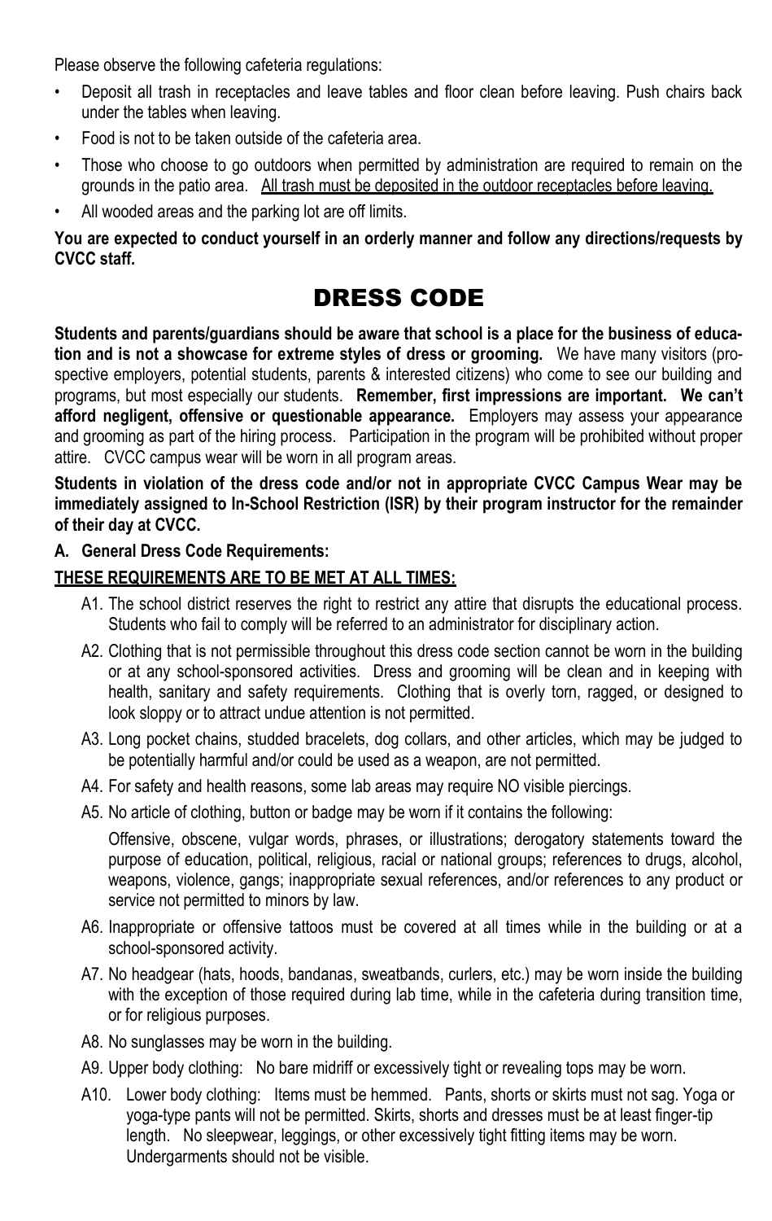Please observe the following cafeteria regulations:

- Deposit all trash in receptacles and leave tables and floor clean before leaving. Push chairs back under the tables when leaving.
- Food is not to be taken outside of the cafeteria area.
- Those who choose to go outdoors when permitted by administration are required to remain on the grounds in the patio area. <u>All trash must be deposited in the outdoor receptacles before leaving.</u>
- All wooded areas and the parking lot are off limits.

**You are expected to conduct yourself in an orderly manner and follow any directions/requests by CVCC staff.**

# DRESS CODE

**Students and parents/guardians should be aware that school is a place for the business of education and is not a showcase for extreme styles of dress or grooming.** We have many visitors (prospective employers, potential students, parents & interested citizens) who come to see our building and programs, but most especially our students. **Remember, first impressions are important. We can't afford negligent, offensive or questionable appearance.** Employers may assess your appearance and grooming as part of the hiring process. Participation in the program will be prohibited without proper attire. CVCC campus wear will be worn in all program areas.

**Students in violation of the dress code and/or not in appropriate CVCC Campus Wear may be immediately assigned to In-School Restriction (ISR) by their program instructor for the remainder of their day at CVCC.**

**A. General Dress Code Requirements:**

**<u>THESE REQUIREMENTS ARE TO BE MET AT ALL TIMES:</u>**

A1. The school district reserves the right to restrict any attire that disrupts the educational process. Students who fail to comply will be referred to an administrator for disciplinary action.

A2. Clothing that is not permissible throughout this dress code section cannot be worn in the building or at any school-sponsored activities. Dress and grooming will be clean and in keeping with health, sanitary and safety requirements. Clothing that is overly torn, ragged, or designed to look sloppy or to attract undue attention is not permitted.

A3. Long pocket chains, studded bracelets, dog collars, and other articles, which may be judged to be potentially harmful and/or could be used as a weapon, are not permitted.

A4. For safety and health reasons, some lab areas may require NO visible piercings.

A5. No article of clothing, button or badge may be worn if it contains the following:

Offensive, obscene, vulgar words, phrases, or illustrations; derogatory statements toward the purpose of education, political, religious, racial or national groups; references to drugs, alcohol, weapons, violence, gangs; inappropriate sexual references, and/or references to any product or service not permitted to minors by law.

A6. Inappropriate or offensive tattoos must be covered at all times while in the building or at a school-sponsored activity.

A7. No headgear (hats, hoods, bandanas, sweatbands, curlers, etc.) may be worn inside the building with the exception of those required during lab time, while in the cafeteria during transition time, or for religious purposes.

A8. No sunglasses may be worn in the building.

A9. Upper body clothing: No bare midriff or excessively tight or revealing tops may be worn.

A10. Lower body clothing: Items must be hemmed. Pants, shorts or skirts must not sag. Yoga or yoga-type pants will not be permitted. Skirts, shorts and dresses must be at least finger-tip length. No sleepwear, leggings, or other excessively tight fitting items may be worn. Undergarments should not be visible.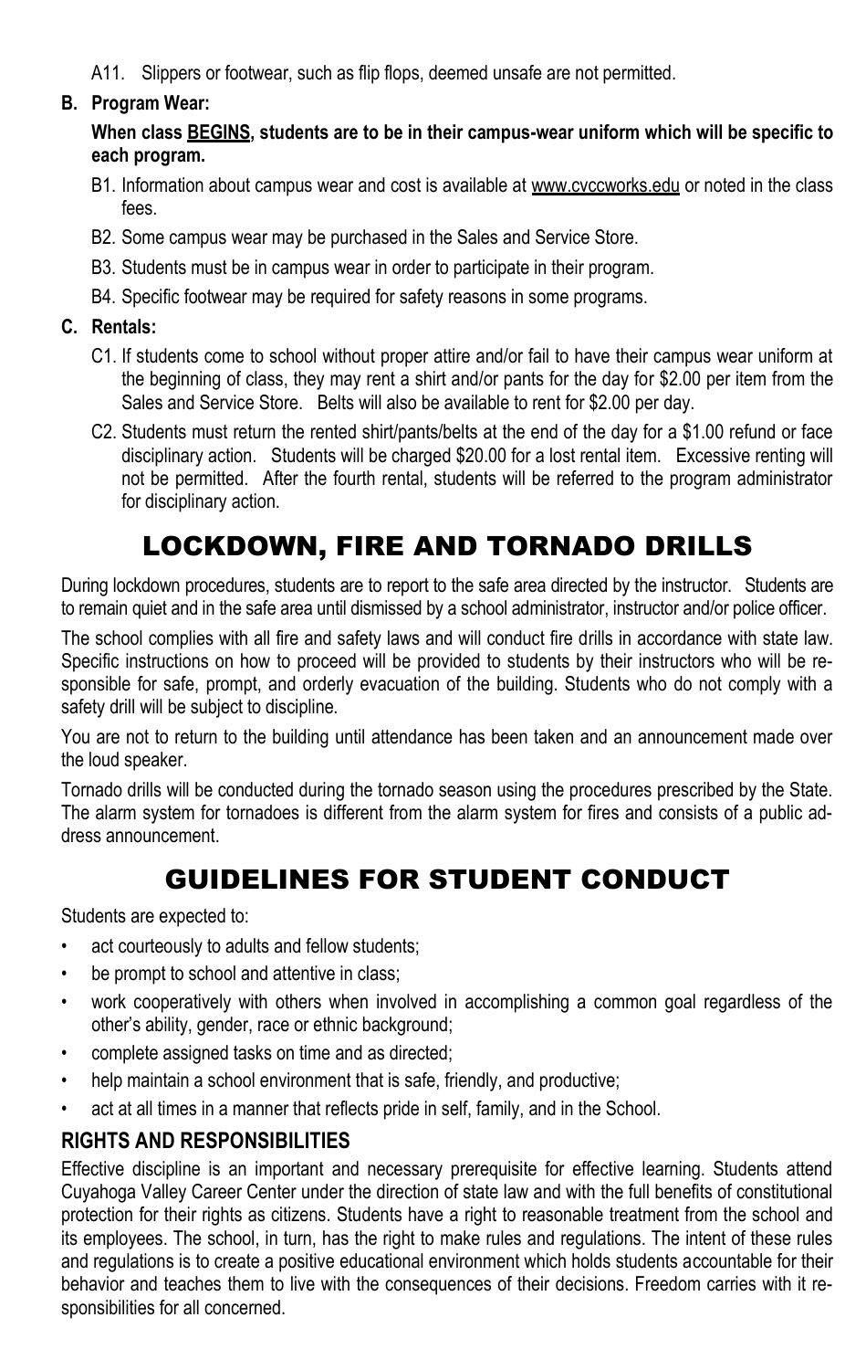A11. Slippers or footwear, such as flip flops, deemed unsafe are not permitted.

**B. Program Wear:**

**When class BEGINS, students are to be in their campus-wear uniform which will be specific to each program.**

B1. Information about campus wear and cost is available at www.cvccworks.edu or noted in the class fees.

B2. Some campus wear may be purchased in the Sales and Service Store.

B3. Students must be in campus wear in order to participate in their program.

B4. Specific footwear may be required for safety reasons in some programs.

**C. Rentals:**

C1. If students come to school without proper attire and/or fail to have their campus wear uniform at the beginning of class, they may rent a shirt and/or pants for the day for $2.00 per item from the Sales and Service Store. Belts will also be available to rent for $2.00 per day.

C2. Students must return the rented shirt/pants/belts at the end of the day for a $1.00 refund or face disciplinary action. Students will be charged $20.00 for a lost rental item. Excessive renting will not be permitted. After the fourth rental, students will be referred to the program administrator for disciplinary action.

# LOCKDOWN, FIRE AND TORNADO DRILLS

During lockdown procedures, students are to report to the safe area directed by the instructor. Students are to remain quiet and in the safe area until dismissed by a school administrator, instructor and/or police officer.

The school complies with all fire and safety laws and will conduct fire drills in accordance with state law. Specific instructions on how to proceed will be provided to students by their instructors who will be responsible for safe, prompt, and orderly evacuation of the building. Students who do not comply with a safety drill will be subject to discipline.

You are not to return to the building until attendance has been taken and an announcement made over the loud speaker.

Tornado drills will be conducted during the tornado season using the procedures prescribed by the State. The alarm system for tornadoes is different from the alarm system for fires and consists of a public address announcement.

# GUIDELINES FOR STUDENT CONDUCT

Students are expected to:

- act courteously to adults and fellow students;
- be prompt to school and attentive in class;
- work cooperatively with others when involved in accomplishing a common goal regardless of the other's ability, gender, race or ethnic background;
- complete assigned tasks on time and as directed;
- help maintain a school environment that is safe, friendly, and productive;
- act at all times in a manner that reflects pride in self, family, and in the School.

## RIGHTS AND RESPONSIBILITIES

Effective discipline is an important and necessary prerequisite for effective learning. Students attend Cuyahoga Valley Career Center under the direction of state law and with the full benefits of constitutional protection for their rights as citizens. Students have a right to reasonable treatment from the school and its employees. The school, in turn, has the right to make rules and regulations. The intent of these rules and regulations is to create a positive educational environment which holds students accountable for their behavior and teaches them to live with the consequences of their decisions. Freedom carries with it responsibilities for all concerned.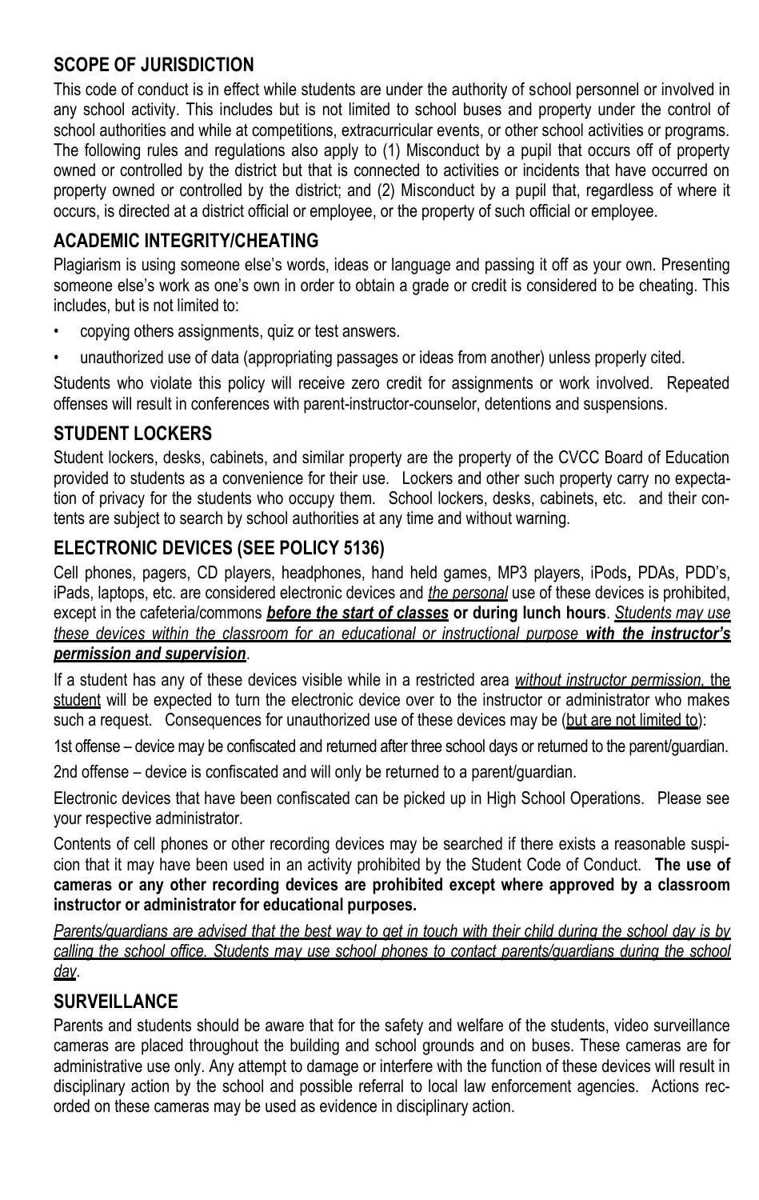## SCOPE OF JURISDICTION

This code of conduct is in effect while students are under the authority of school personnel or involved in any school activity. This includes but is not limited to school buses and property under the control of school authorities and while at competitions, extracurricular events, or other school activities or programs. The following rules and regulations also apply to (1) Misconduct by a pupil that occurs off of property owned or controlled by the district but that is connected to activities or incidents that have occurred on property owned or controlled by the district; and (2) Misconduct by a pupil that, regardless of where it occurs, is directed at a district official or employee, or the property of such official or employee.

## ACADEMIC INTEGRITY/CHEATING

Plagiarism is using someone else's words, ideas or language and passing it off as your own. Presenting someone else's work as one's own in order to obtain a grade or credit is considered to be cheating. This includes, but is not limited to:

- copying others assignments, quiz or test answers.
- unauthorized use of data (appropriating passages or ideas from another) unless properly cited.

Students who violate this policy will receive zero credit for assignments or work involved. Repeated offenses will result in conferences with parent-instructor-counselor, detentions and suspensions.

## STUDENT LOCKERS

Student lockers, desks, cabinets, and similar property are the property of the CVCC Board of Education provided to students as a convenience for their use. Lockers and other such property carry no expectation of privacy for the students who occupy them. School lockers, desks, cabinets, etc. and their contents are subject to search by school authorities at any time and without warning.

## ELECTRONIC DEVICES (SEE POLICY 5136)

Cell phones, pagers, CD players, headphones, hand held games, MP3 players, iPods**,** PDAs, PDD's, iPads, laptops, etc. are considered electronic devices and *the personal* use of these devices is prohibited, except in the cafeteria/commons ***before the start of classes*** **or during lunch hours**. *Students may use these devices within the classroom for an educational or instructional purpose* ***with the instructor's permission and supervision***.

If a student has any of these devices visible while in a restricted area *without instructor permission,* the student will be expected to turn the electronic device over to the instructor or administrator who makes such a request. Consequences for unauthorized use of these devices may be (but are not limited to):

1st offense – device may be confiscated and returned after three school days or returned to the parent/guardian.

2nd offense – device is confiscated and will only be returned to a parent/guardian.

Electronic devices that have been confiscated can be picked up in High School Operations. Please see your respective administrator.

Contents of cell phones or other recording devices may be searched if there exists a reasonable suspicion that it may have been used in an activity prohibited by the Student Code of Conduct. **The use of cameras or any other recording devices are prohibited except where approved by a classroom instructor or administrator for educational purposes.**

*Parents/guardians are advised that the best way to get in touch with their child during the school day is by calling the school office. Students may use school phones to contact parents/guardians during the school day*.

## SURVEILLANCE

Parents and students should be aware that for the safety and welfare of the students, video surveillance cameras are placed throughout the building and school grounds and on buses. These cameras are for administrative use only. Any attempt to damage or interfere with the function of these devices will result in disciplinary action by the school and possible referral to local law enforcement agencies. Actions recorded on these cameras may be used as evidence in disciplinary action.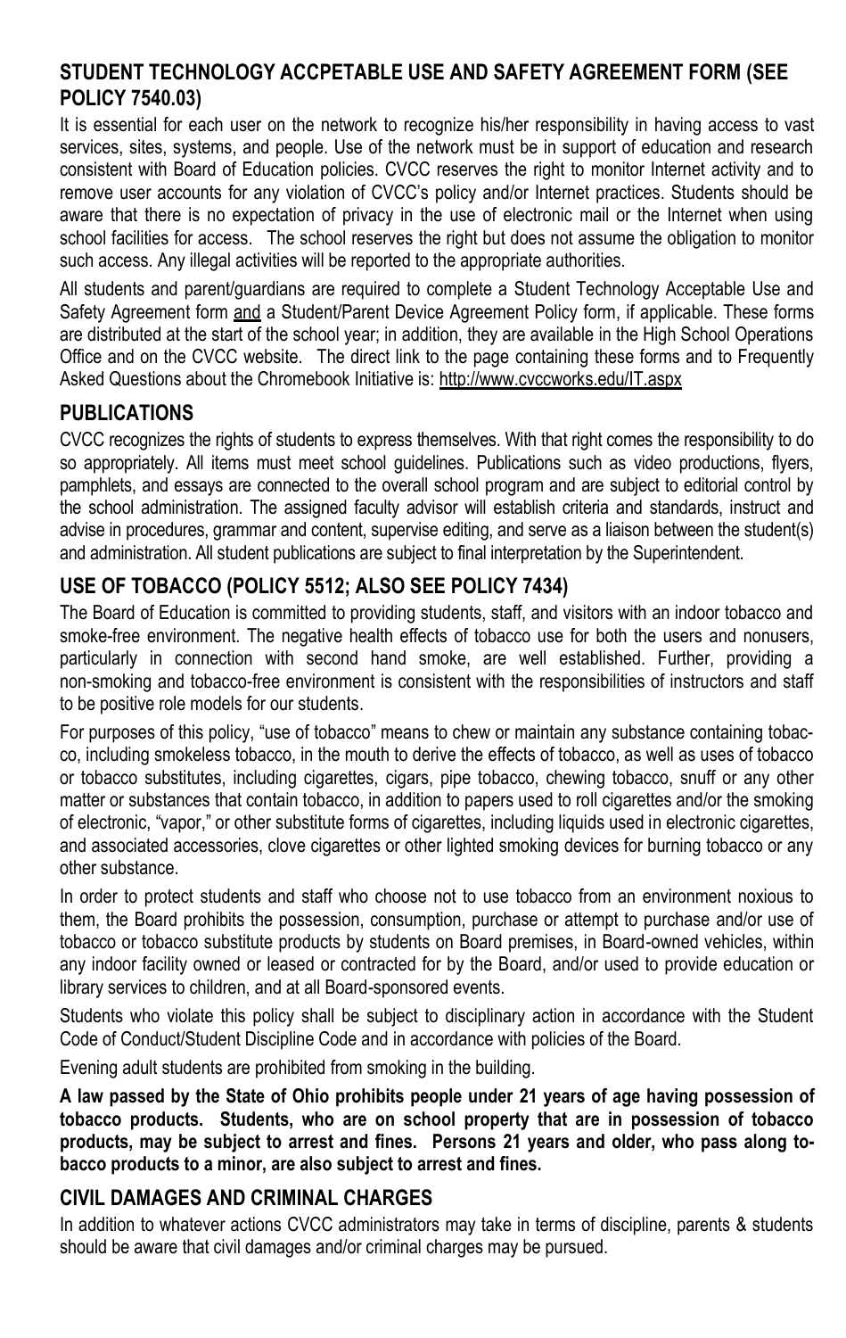## STUDENT TECHNOLOGY ACCPETABLE USE AND SAFETY AGREEMENT FORM (SEE POLICY 7540.03)

It is essential for each user on the network to recognize his/her responsibility in having access to vast services, sites, systems, and people. Use of the network must be in support of education and research consistent with Board of Education policies. CVCC reserves the right to monitor Internet activity and to remove user accounts for any violation of CVCC's policy and/or Internet practices. Students should be aware that there is no expectation of privacy in the use of electronic mail or the Internet when using school facilities for access. The school reserves the right but does not assume the obligation to monitor such access. Any illegal activities will be reported to the appropriate authorities.

All students and parent/guardians are required to complete a Student Technology Acceptable Use and Safety Agreement form and a Student/Parent Device Agreement Policy form, if applicable. These forms are distributed at the start of the school year; in addition, they are available in the High School Operations Office and on the CVCC website. The direct link to the page containing these forms and to Frequently Asked Questions about the Chromebook Initiative is: http://www.cvccworks.edu/IT.aspx

## PUBLICATIONS

CVCC recognizes the rights of students to express themselves. With that right comes the responsibility to do so appropriately. All items must meet school guidelines. Publications such as video productions, flyers, pamphlets, and essays are connected to the overall school program and are subject to editorial control by the school administration. The assigned faculty advisor will establish criteria and standards, instruct and advise in procedures, grammar and content, supervise editing, and serve as a liaison between the student(s) and administration. All student publications are subject to final interpretation by the Superintendent.

## USE OF TOBACCO (POLICY 5512; ALSO SEE POLICY 7434)

The Board of Education is committed to providing students, staff, and visitors with an indoor tobacco and smoke-free environment. The negative health effects of tobacco use for both the users and nonusers, particularly in connection with second hand smoke, are well established. Further, providing a non-smoking and tobacco-free environment is consistent with the responsibilities of instructors and staff to be positive role models for our students.

For purposes of this policy, "use of tobacco" means to chew or maintain any substance containing tobacco, including smokeless tobacco, in the mouth to derive the effects of tobacco, as well as uses of tobacco or tobacco substitutes, including cigarettes, cigars, pipe tobacco, chewing tobacco, snuff or any other matter or substances that contain tobacco, in addition to papers used to roll cigarettes and/or the smoking of electronic, "vapor," or other substitute forms of cigarettes, including liquids used in electronic cigarettes, and associated accessories, clove cigarettes or other lighted smoking devices for burning tobacco or any other substance.

In order to protect students and staff who choose not to use tobacco from an environment noxious to them, the Board prohibits the possession, consumption, purchase or attempt to purchase and/or use of tobacco or tobacco substitute products by students on Board premises, in Board-owned vehicles, within any indoor facility owned or leased or contracted for by the Board, and/or used to provide education or library services to children, and at all Board-sponsored events.

Students who violate this policy shall be subject to disciplinary action in accordance with the Student Code of Conduct/Student Discipline Code and in accordance with policies of the Board.

Evening adult students are prohibited from smoking in the building.

**A law passed by the State of Ohio prohibits people under 21 years of age having possession of tobacco products. Students, who are on school property that are in possession of tobacco products, may be subject to arrest and fines. Persons 21 years and older, who pass along tobacco products to a minor, are also subject to arrest and fines.**

## CIVIL DAMAGES AND CRIMINAL CHARGES

In addition to whatever actions CVCC administrators may take in terms of discipline, parents & students should be aware that civil damages and/or criminal charges may be pursued.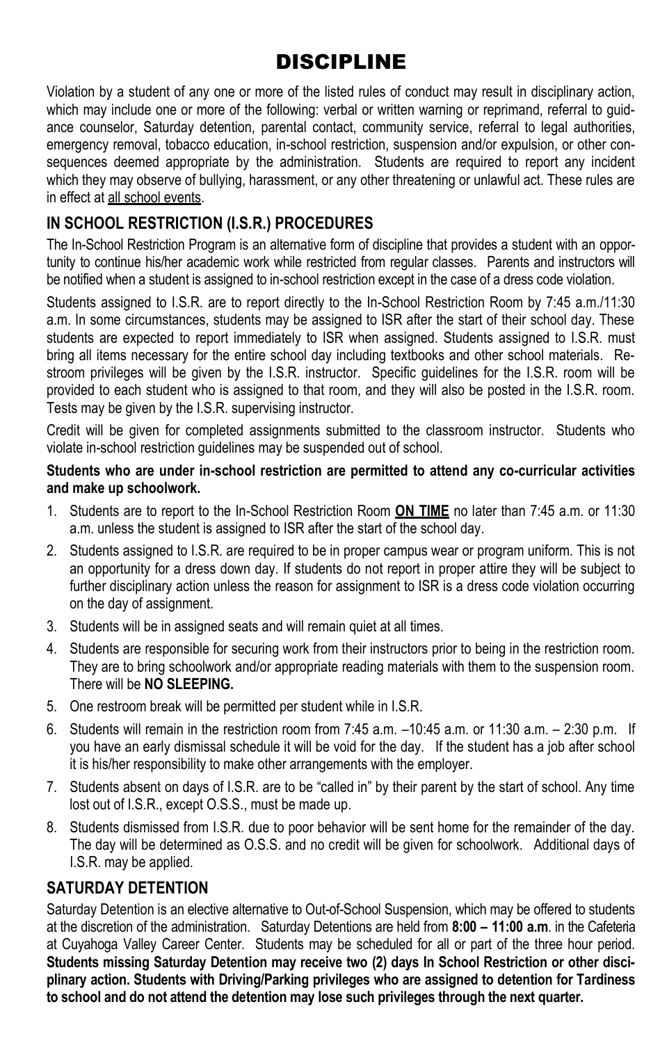# DISCIPLINE

Violation by a student of any one or more of the listed rules of conduct may result in disciplinary action, which may include one or more of the following: verbal or written warning or reprimand, referral to guidance counselor, Saturday detention, parental contact, community service, referral to legal authorities, emergency removal, tobacco education, in-school restriction, suspension and/or expulsion, or other consequences deemed appropriate by the administration. Students are required to report any incident which they may observe of bullying, harassment, or any other threatening or unlawful act. These rules are in effect at all school events.

## IN SCHOOL RESTRICTION (I.S.R.) PROCEDURES

The In-School Restriction Program is an alternative form of discipline that provides a student with an opportunity to continue his/her academic work while restricted from regular classes. Parents and instructors will be notified when a student is assigned to in-school restriction except in the case of a dress code violation.

Students assigned to I.S.R. are to report directly to the In-School Restriction Room by 7:45 a.m./11:30 a.m. In some circumstances, students may be assigned to ISR after the start of their school day. These students are expected to report immediately to ISR when assigned. Students assigned to I.S.R. must bring all items necessary for the entire school day including textbooks and other school materials. Restroom privileges will be given by the I.S.R. instructor. Specific guidelines for the I.S.R. room will be provided to each student who is assigned to that room, and they will also be posted in the I.S.R. room. Tests may be given by the I.S.R. supervising instructor.

Credit will be given for completed assignments submitted to the classroom instructor. Students who violate in-school restriction guidelines may be suspended out of school.

**Students who are under in-school restriction are permitted to attend any co-curricular activities and make up schoolwork.**

1. Students are to report to the In-School Restriction Room **ON TIME** no later than 7:45 a.m. or 11:30 a.m. unless the student is assigned to ISR after the start of the school day.
2. Students assigned to I.S.R. are required to be in proper campus wear or program uniform. This is not an opportunity for a dress down day. If students do not report in proper attire they will be subject to further disciplinary action unless the reason for assignment to ISR is a dress code violation occurring on the day of assignment.
3. Students will be in assigned seats and will remain quiet at all times.
4. Students are responsible for securing work from their instructors prior to being in the restriction room. They are to bring schoolwork and/or appropriate reading materials with them to the suspension room. There will be **NO SLEEPING.**
5. One restroom break will be permitted per student while in I.S.R.
6. Students will remain in the restriction room from 7:45 a.m. –10:45 a.m. or 11:30 a.m. – 2:30 p.m. If you have an early dismissal schedule it will be void for the day. If the student has a job after school it is his/her responsibility to make other arrangements with the employer.
7. Students absent on days of I.S.R. are to be "called in" by their parent by the start of school. Any time lost out of I.S.R., except O.S.S., must be made up.
8. Students dismissed from I.S.R. due to poor behavior will be sent home for the remainder of the day. The day will be determined as O.S.S. and no credit will be given for schoolwork. Additional days of I.S.R. may be applied.

## SATURDAY DETENTION

Saturday Detention is an elective alternative to Out-of-School Suspension, which may be offered to students at the discretion of the administration. Saturday Detentions are held from **8:00 – 11:00 a.m**. in the Cafeteria at Cuyahoga Valley Career Center. Students may be scheduled for all or part of the three hour period. **Students missing Saturday Detention may receive two (2) days In School Restriction or other disciplinary action. Students with Driving/Parking privileges who are assigned to detention for Tardiness to school and do not attend the detention may lose such privileges through the next quarter.**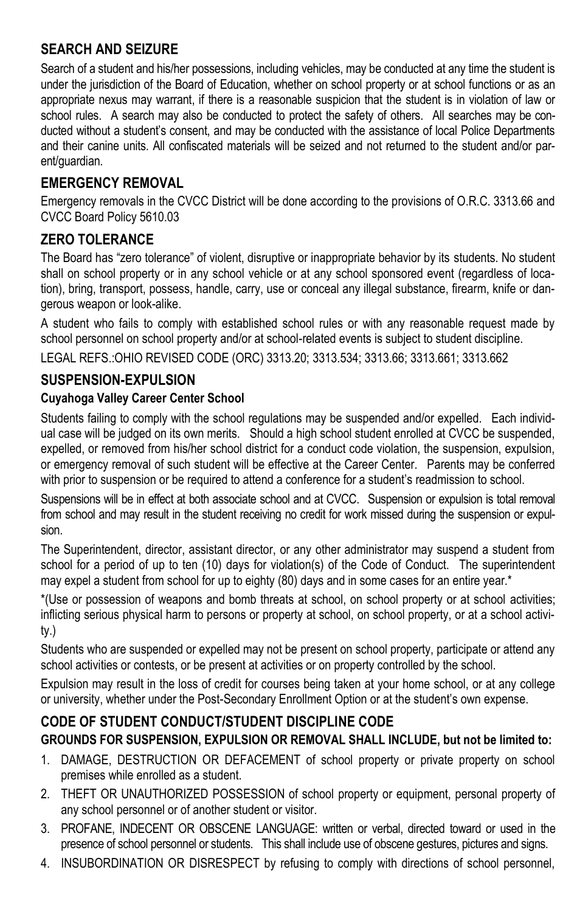## SEARCH AND SEIZURE

Search of a student and his/her possessions, including vehicles, may be conducted at any time the student is under the jurisdiction of the Board of Education, whether on school property or at school functions or as an appropriate nexus may warrant, if there is a reasonable suspicion that the student is in violation of law or school rules. A search may also be conducted to protect the safety of others. All searches may be conducted without a student's consent, and may be conducted with the assistance of local Police Departments and their canine units. All confiscated materials will be seized and not returned to the student and/or parent/guardian.

## EMERGENCY REMOVAL

Emergency removals in the CVCC District will be done according to the provisions of O.R.C. 3313.66 and CVCC Board Policy 5610.03

## ZERO TOLERANCE

The Board has "zero tolerance" of violent, disruptive or inappropriate behavior by its students. No student shall on school property or in any school vehicle or at any school sponsored event (regardless of location), bring, transport, possess, handle, carry, use or conceal any illegal substance, firearm, knife or dangerous weapon or look-alike.

A student who fails to comply with established school rules or with any reasonable request made by school personnel on school property and/or at school-related events is subject to student discipline.

LEGAL REFS.:OHIO REVISED CODE (ORC) 3313.20; 3313.534; 3313.66; 3313.661; 3313.662

## SUSPENSION-EXPULSION

### Cuyahoga Valley Career Center School

Students failing to comply with the school regulations may be suspended and/or expelled. Each individual case will be judged on its own merits. Should a high school student enrolled at CVCC be suspended, expelled, or removed from his/her school district for a conduct code violation, the suspension, expulsion, or emergency removal of such student will be effective at the Career Center. Parents may be conferred with prior to suspension or be required to attend a conference for a student's readmission to school.

Suspensions will be in effect at both associate school and at CVCC. Suspension or expulsion is total removal from school and may result in the student receiving no credit for work missed during the suspension or expulsion.

The Superintendent, director, assistant director, or any other administrator may suspend a student from school for a period of up to ten (10) days for violation(s) of the Code of Conduct. The superintendent may expel a student from school for up to eighty (80) days and in some cases for an entire year.*

*(Use or possession of weapons and bomb threats at school, on school property or at school activities; inflicting serious physical harm to persons or property at school, on school property, or at a school activity.)

Students who are suspended or expelled may not be present on school property, participate or attend any school activities or contests, or be present at activities or on property controlled by the school.

Expulsion may result in the loss of credit for courses being taken at your home school, or at any college or university, whether under the Post-Secondary Enrollment Option or at the student's own expense.

## CODE OF STUDENT CONDUCT/STUDENT DISCIPLINE CODE

**GROUNDS FOR SUSPENSION, EXPULSION OR REMOVAL SHALL INCLUDE, but not be limited to:**

1. DAMAGE, DESTRUCTION OR DEFACEMENT of school property or private property on school premises while enrolled as a student.
2. THEFT OR UNAUTHORIZED POSSESSION of school property or equipment, personal property of any school personnel or of another student or visitor.
3. PROFANE, INDECENT OR OBSCENE LANGUAGE: written or verbal, directed toward or used in the presence of school personnel or students. This shall include use of obscene gestures, pictures and signs.
4. INSUBORDINATION OR DISRESPECT by refusing to comply with directions of school personnel,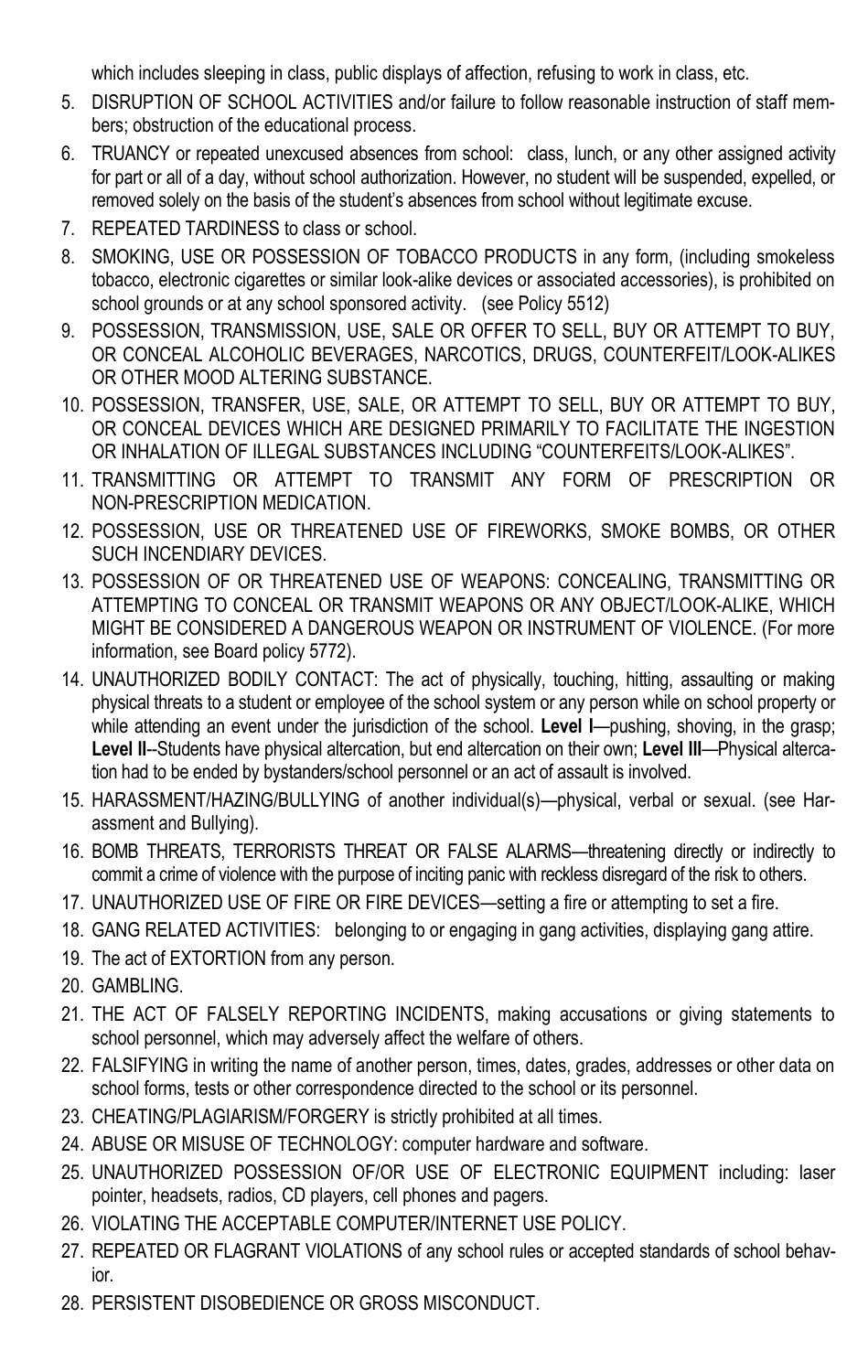which includes sleeping in class, public displays of affection, refusing to work in class, etc.

5. DISRUPTION OF SCHOOL ACTIVITIES and/or failure to follow reasonable instruction of staff members; obstruction of the educational process.
6. TRUANCY or repeated unexcused absences from school: class, lunch, or any other assigned activity for part or all of a day, without school authorization. However, no student will be suspended, expelled, or removed solely on the basis of the student's absences from school without legitimate excuse.
7. REPEATED TARDINESS to class or school.
8. SMOKING, USE OR POSSESSION OF TOBACCO PRODUCTS in any form, (including smokeless tobacco, electronic cigarettes or similar look-alike devices or associated accessories), is prohibited on school grounds or at any school sponsored activity. (see Policy 5512)
9. POSSESSION, TRANSMISSION, USE, SALE OR OFFER TO SELL, BUY OR ATTEMPT TO BUY, OR CONCEAL ALCOHOLIC BEVERAGES, NARCOTICS, DRUGS, COUNTERFEIT/LOOK-ALIKES OR OTHER MOOD ALTERING SUBSTANCE.
10. POSSESSION, TRANSFER, USE, SALE, OR ATTEMPT TO SELL, BUY OR ATTEMPT TO BUY, OR CONCEAL DEVICES WHICH ARE DESIGNED PRIMARILY TO FACILITATE THE INGESTION OR INHALATION OF ILLEGAL SUBSTANCES INCLUDING "COUNTERFEITS/LOOK-ALIKES".
11. TRANSMITTING OR ATTEMPT TO TRANSMIT ANY FORM OF PRESCRIPTION OR NON-PRESCRIPTION MEDICATION.
12. POSSESSION, USE OR THREATENED USE OF FIREWORKS, SMOKE BOMBS, OR OTHER SUCH INCENDIARY DEVICES.
13. POSSESSION OF OR THREATENED USE OF WEAPONS: CONCEALING, TRANSMITTING OR ATTEMPTING TO CONCEAL OR TRANSMIT WEAPONS OR ANY OBJECT/LOOK-ALIKE, WHICH MIGHT BE CONSIDERED A DANGEROUS WEAPON OR INSTRUMENT OF VIOLENCE. (For more information, see Board policy 5772).
14. UNAUTHORIZED BODILY CONTACT: The act of physically, touching, hitting, assaulting or making physical threats to a student or employee of the school system or any person while on school property or while attending an event under the jurisdiction of the school. **Level I**—pushing, shoving, in the grasp; **Level II**--Students have physical altercation, but end altercation on their own; **Level III**—Physical altercation had to be ended by bystanders/school personnel or an act of assault is involved.
15. HARASSMENT/HAZING/BULLYING of another individual(s)—physical, verbal or sexual. (see Harassment and Bullying).
16. BOMB THREATS, TERRORISTS THREAT OR FALSE ALARMS—threatening directly or indirectly to commit a crime of violence with the purpose of inciting panic with reckless disregard of the risk to others.
17. UNAUTHORIZED USE OF FIRE OR FIRE DEVICES—setting a fire or attempting to set a fire.
18. GANG RELATED ACTIVITIES: belonging to or engaging in gang activities, displaying gang attire.
19. The act of EXTORTION from any person.
20. GAMBLING.
21. THE ACT OF FALSELY REPORTING INCIDENTS, making accusations or giving statements to school personnel, which may adversely affect the welfare of others.
22. FALSIFYING in writing the name of another person, times, dates, grades, addresses or other data on school forms, tests or other correspondence directed to the school or its personnel.
23. CHEATING/PLAGIARISM/FORGERY is strictly prohibited at all times.
24. ABUSE OR MISUSE OF TECHNOLOGY: computer hardware and software.
25. UNAUTHORIZED POSSESSION OF/OR USE OF ELECTRONIC EQUIPMENT including: laser pointer, headsets, radios, CD players, cell phones and pagers.
26. VIOLATING THE ACCEPTABLE COMPUTER/INTERNET USE POLICY.
27. REPEATED OR FLAGRANT VIOLATIONS of any school rules or accepted standards of school behavior.
28. PERSISTENT DISOBEDIENCE OR GROSS MISCONDUCT.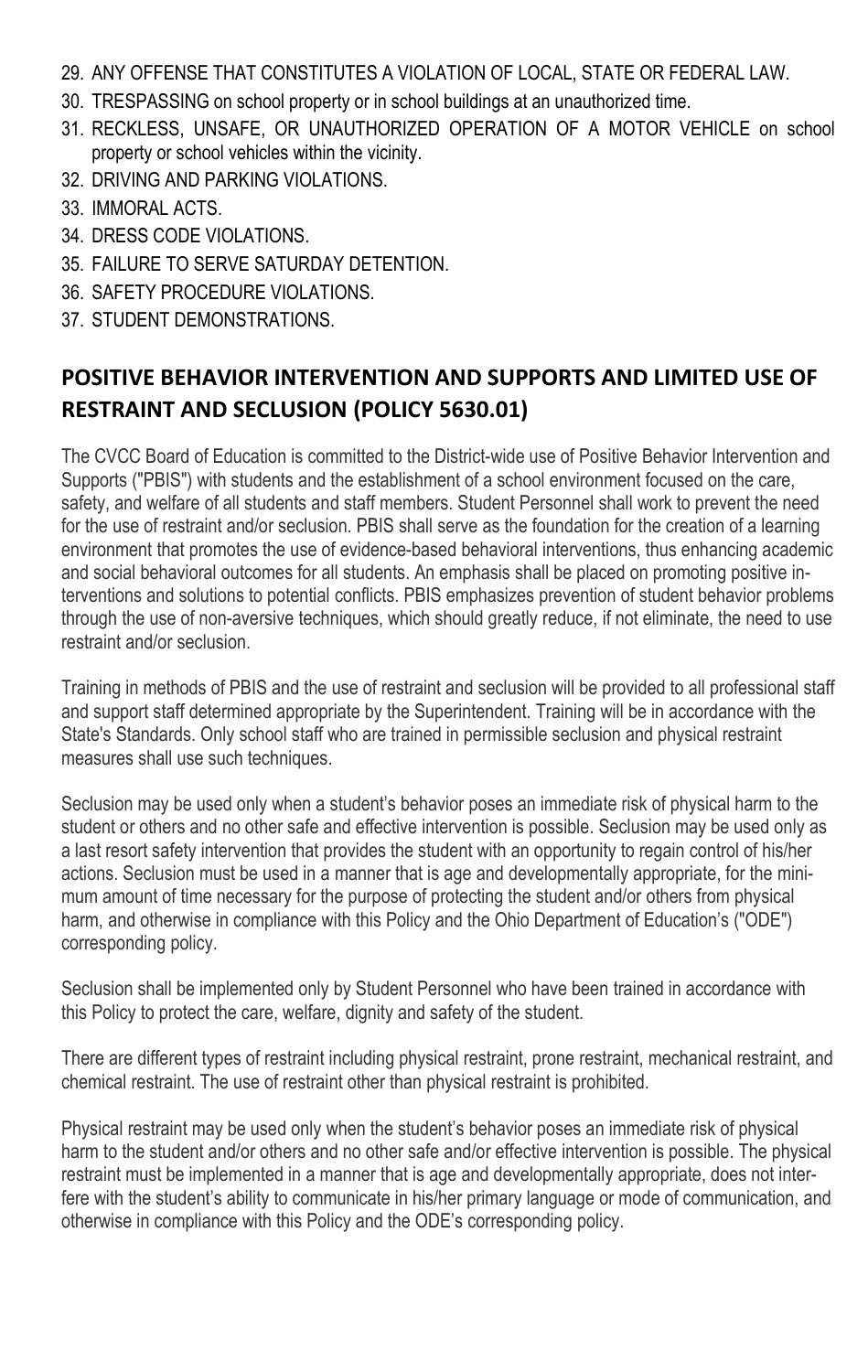29. ANY OFFENSE THAT CONSTITUTES A VIOLATION OF LOCAL, STATE OR FEDERAL LAW.
30. TRESPASSING on school property or in school buildings at an unauthorized time.
31. RECKLESS, UNSAFE, OR UNAUTHORIZED OPERATION OF A MOTOR VEHICLE on school property or school vehicles within the vicinity.
32. DRIVING AND PARKING VIOLATIONS.
33. IMMORAL ACTS.
34. DRESS CODE VIOLATIONS.
35. FAILURE TO SERVE SATURDAY DETENTION.
36. SAFETY PROCEDURE VIOLATIONS.
37. STUDENT DEMONSTRATIONS.

## POSITIVE BEHAVIOR INTERVENTION AND SUPPORTS AND LIMITED USE OF RESTRAINT AND SECLUSION (POLICY 5630.01)

The CVCC Board of Education is committed to the District-wide use of Positive Behavior Intervention and Supports ("PBIS") with students and the establishment of a school environment focused on the care, safety, and welfare of all students and staff members. Student Personnel shall work to prevent the need for the use of restraint and/or seclusion. PBIS shall serve as the foundation for the creation of a learning environment that promotes the use of evidence-based behavioral interventions, thus enhancing academic and social behavioral outcomes for all students. An emphasis shall be placed on promoting positive interventions and solutions to potential conflicts. PBIS emphasizes prevention of student behavior problems through the use of non-aversive techniques, which should greatly reduce, if not eliminate, the need to use restraint and/or seclusion.

Training in methods of PBIS and the use of restraint and seclusion will be provided to all professional staff and support staff determined appropriate by the Superintendent. Training will be in accordance with the State's Standards. Only school staff who are trained in permissible seclusion and physical restraint measures shall use such techniques.

Seclusion may be used only when a student's behavior poses an immediate risk of physical harm to the student or others and no other safe and effective intervention is possible. Seclusion may be used only as a last resort safety intervention that provides the student with an opportunity to regain control of his/her actions. Seclusion must be used in a manner that is age and developmentally appropriate, for the minimum amount of time necessary for the purpose of protecting the student and/or others from physical harm, and otherwise in compliance with this Policy and the Ohio Department of Education's ("ODE") corresponding policy.

Seclusion shall be implemented only by Student Personnel who have been trained in accordance with this Policy to protect the care, welfare, dignity and safety of the student.

There are different types of restraint including physical restraint, prone restraint, mechanical restraint, and chemical restraint. The use of restraint other than physical restraint is prohibited.

Physical restraint may be used only when the student's behavior poses an immediate risk of physical harm to the student and/or others and no other safe and/or effective intervention is possible. The physical restraint must be implemented in a manner that is age and developmentally appropriate, does not interfere with the student's ability to communicate in his/her primary language or mode of communication, and otherwise in compliance with this Policy and the ODE's corresponding policy.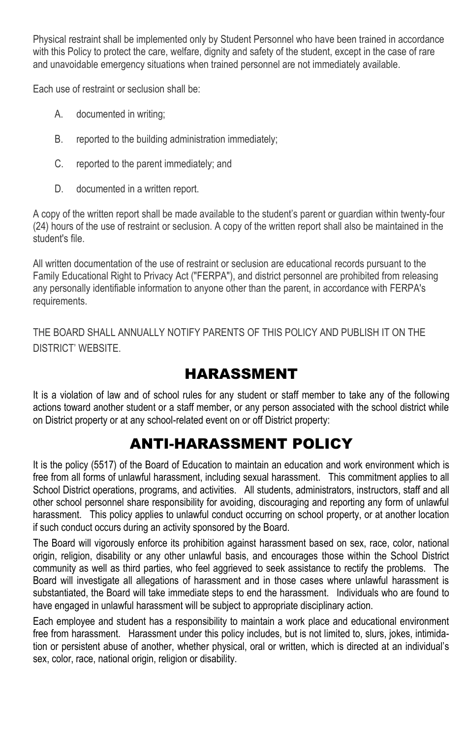Physical restraint shall be implemented only by Student Personnel who have been trained in accordance with this Policy to protect the care, welfare, dignity and safety of the student, except in the case of rare and unavoidable emergency situations when trained personnel are not immediately available.

Each use of restraint or seclusion shall be:

A. documented in writing;

B. reported to the building administration immediately;

C. reported to the parent immediately; and

D. documented in a written report.

A copy of the written report shall be made available to the student's parent or guardian within twenty-four (24) hours of the use of restraint or seclusion. A copy of the written report shall also be maintained in the student's file.

All written documentation of the use of restraint or seclusion are educational records pursuant to the Family Educational Right to Privacy Act ("FERPA"), and district personnel are prohibited from releasing any personally identifiable information to anyone other than the parent, in accordance with FERPA's requirements.

THE BOARD SHALL ANNUALLY NOTIFY PARENTS OF THIS POLICY AND PUBLISH IT ON THE DISTRICT' WEBSITE.

## HARASSMENT

It is a violation of law and of school rules for any student or staff member to take any of the following actions toward another student or a staff member, or any person associated with the school district while on District property or at any school-related event on or off District property:

## ANTI-HARASSMENT POLICY

It is the policy (5517) of the Board of Education to maintain an education and work environment which is free from all forms of unlawful harassment, including sexual harassment. This commitment applies to all School District operations, programs, and activities. All students, administrators, instructors, staff and all other school personnel share responsibility for avoiding, discouraging and reporting any form of unlawful harassment. This policy applies to unlawful conduct occurring on school property, or at another location if such conduct occurs during an activity sponsored by the Board.

The Board will vigorously enforce its prohibition against harassment based on sex, race, color, national origin, religion, disability or any other unlawful basis, and encourages those within the School District community as well as third parties, who feel aggrieved to seek assistance to rectify the problems. The Board will investigate all allegations of harassment and in those cases where unlawful harassment is substantiated, the Board will take immediate steps to end the harassment. Individuals who are found to have engaged in unlawful harassment will be subject to appropriate disciplinary action.

Each employee and student has a responsibility to maintain a work place and educational environment free from harassment. Harassment under this policy includes, but is not limited to, slurs, jokes, intimidation or persistent abuse of another, whether physical, oral or written, which is directed at an individual's sex, color, race, national origin, religion or disability.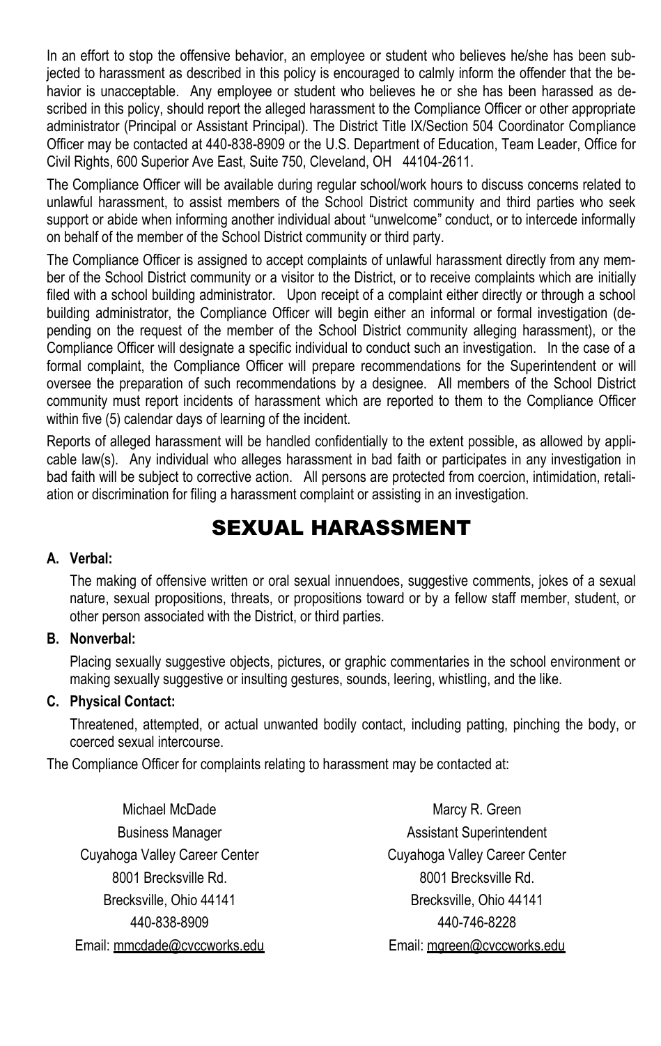In an effort to stop the offensive behavior, an employee or student who believes he/she has been subjected to harassment as described in this policy is encouraged to calmly inform the offender that the behavior is unacceptable. Any employee or student who believes he or she has been harassed as described in this policy, should report the alleged harassment to the Compliance Officer or other appropriate administrator (Principal or Assistant Principal). The District Title IX/Section 504 Coordinator Compliance Officer may be contacted at 440-838-8909 or the U.S. Department of Education, Team Leader, Office for Civil Rights, 600 Superior Ave East, Suite 750, Cleveland, OH 44104-2611.

The Compliance Officer will be available during regular school/work hours to discuss concerns related to unlawful harassment, to assist members of the School District community and third parties who seek support or abide when informing another individual about "unwelcome" conduct, or to intercede informally on behalf of the member of the School District community or third party.

The Compliance Officer is assigned to accept complaints of unlawful harassment directly from any member of the School District community or a visitor to the District, or to receive complaints which are initially filed with a school building administrator. Upon receipt of a complaint either directly or through a school building administrator, the Compliance Officer will begin either an informal or formal investigation (depending on the request of the member of the School District community alleging harassment), or the Compliance Officer will designate a specific individual to conduct such an investigation. In the case of a formal complaint, the Compliance Officer will prepare recommendations for the Superintendent or will oversee the preparation of such recommendations by a designee. All members of the School District community must report incidents of harassment which are reported to them to the Compliance Officer within five (5) calendar days of learning of the incident.

Reports of alleged harassment will be handled confidentially to the extent possible, as allowed by applicable law(s). Any individual who alleges harassment in bad faith or participates in any investigation in bad faith will be subject to corrective action. All persons are protected from coercion, intimidation, retaliation or discrimination for filing a harassment complaint or assisting in an investigation.

# SEXUAL HARASSMENT

**A. Verbal:**

The making of offensive written or oral sexual innuendoes, suggestive comments, jokes of a sexual nature, sexual propositions, threats, or propositions toward or by a fellow staff member, student, or other person associated with the District, or third parties.

**B. Nonverbal:**

Placing sexually suggestive objects, pictures, or graphic commentaries in the school environment or making sexually suggestive or insulting gestures, sounds, leering, whistling, and the like.

**C. Physical Contact:**

Threatened, attempted, or actual unwanted bodily contact, including patting, pinching the body, or coerced sexual intercourse.

The Compliance Officer for complaints relating to harassment may be contacted at:

Michael McDade
Business Manager
Cuyahoga Valley Career Center
8001 Brecksville Rd.
Brecksville, Ohio 44141
440-838-8909
Email: mmcdade@cvccworks.edu

Marcy R. Green
Assistant Superintendent
Cuyahoga Valley Career Center
8001 Brecksville Rd.
Brecksville, Ohio 44141
440-746-8228
Email: mgreen@cvccworks.edu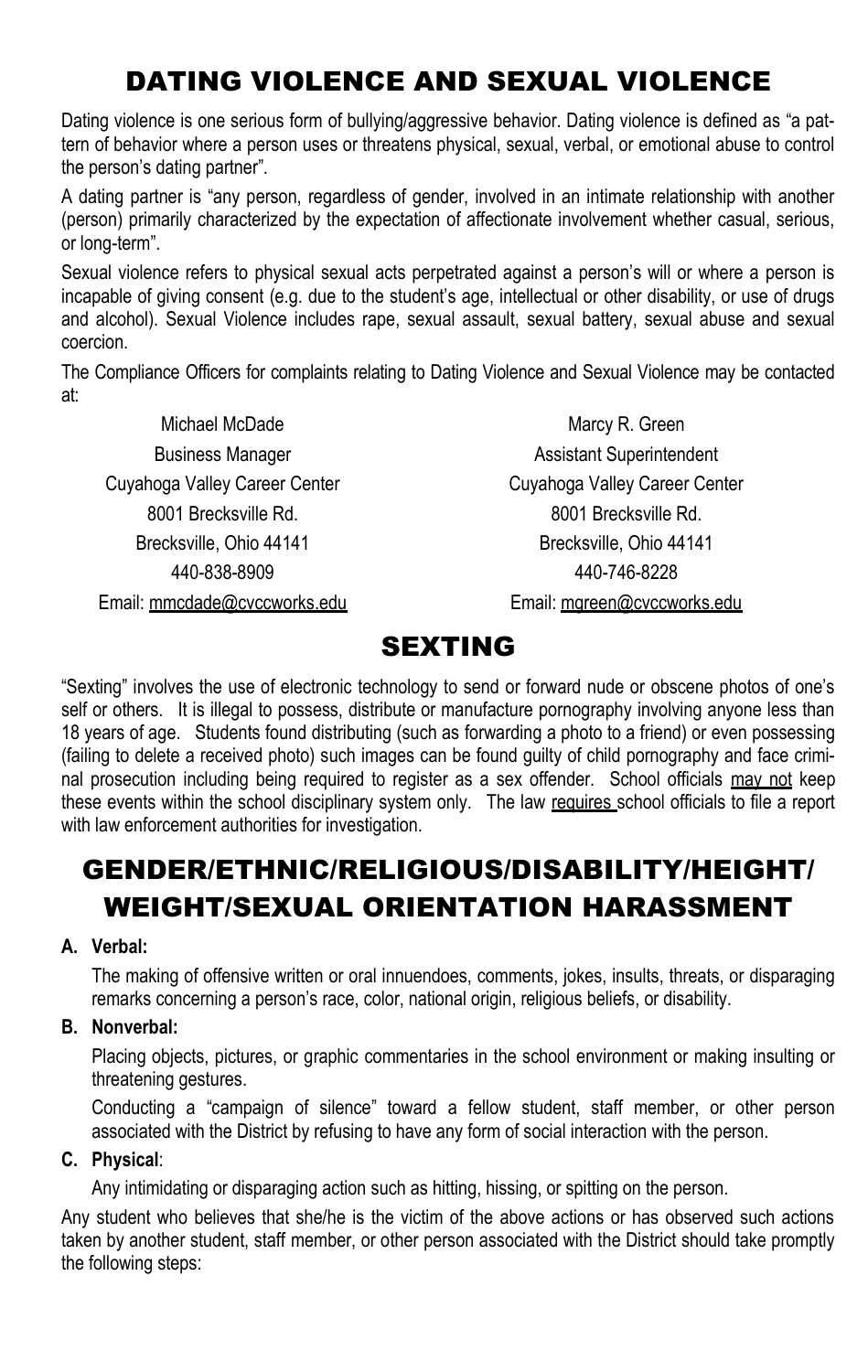# DATING VIOLENCE AND SEXUAL VIOLENCE

Dating violence is one serious form of bullying/aggressive behavior. Dating violence is defined as "a pattern of behavior where a person uses or threatens physical, sexual, verbal, or emotional abuse to control the person's dating partner".

A dating partner is "any person, regardless of gender, involved in an intimate relationship with another (person) primarily characterized by the expectation of affectionate involvement whether casual, serious, or long-term".

Sexual violence refers to physical sexual acts perpetrated against a person's will or where a person is incapable of giving consent (e.g. due to the student's age, intellectual or other disability, or use of drugs and alcohol). Sexual Violence includes rape, sexual assault, sexual battery, sexual abuse and sexual coercion.

The Compliance Officers for complaints relating to Dating Violence and Sexual Violence may be contacted at:

Michael McDade
Business Manager
Cuyahoga Valley Career Center
8001 Brecksville Rd.
Brecksville, Ohio 44141
440-838-8909
Email: mmcdade@cvccworks.edu

Marcy R. Green
Assistant Superintendent
Cuyahoga Valley Career Center
8001 Brecksville Rd.
Brecksville, Ohio 44141
440-746-8228
Email: mgreen@cvccworks.edu

# SEXTING

"Sexting" involves the use of electronic technology to send or forward nude or obscene photos of one's self or others. It is illegal to possess, distribute or manufacture pornography involving anyone less than 18 years of age. Students found distributing (such as forwarding a photo to a friend) or even possessing (failing to delete a received photo) such images can be found guilty of child pornography and face criminal prosecution including being required to register as a sex offender. School officials <u>may not</u> keep these events within the school disciplinary system only. The law <u>requires</u> school officials to file a report with law enforcement authorities for investigation.

# GENDER/ETHNIC/RELIGIOUS/DISABILITY/HEIGHT/WEIGHT/SEXUAL ORIENTATION HARASSMENT

**A. Verbal:**

The making of offensive written or oral innuendoes, comments, jokes, insults, threats, or disparaging remarks concerning a person's race, color, national origin, religious beliefs, or disability.

**B. Nonverbal:**

Placing objects, pictures, or graphic commentaries in the school environment or making insulting or threatening gestures.

Conducting a "campaign of silence" toward a fellow student, staff member, or other person associated with the District by refusing to have any form of social interaction with the person.

**C. Physical**:

Any intimidating or disparaging action such as hitting, hissing, or spitting on the person.

Any student who believes that she/he is the victim of the above actions or has observed such actions taken by another student, staff member, or other person associated with the District should take promptly the following steps: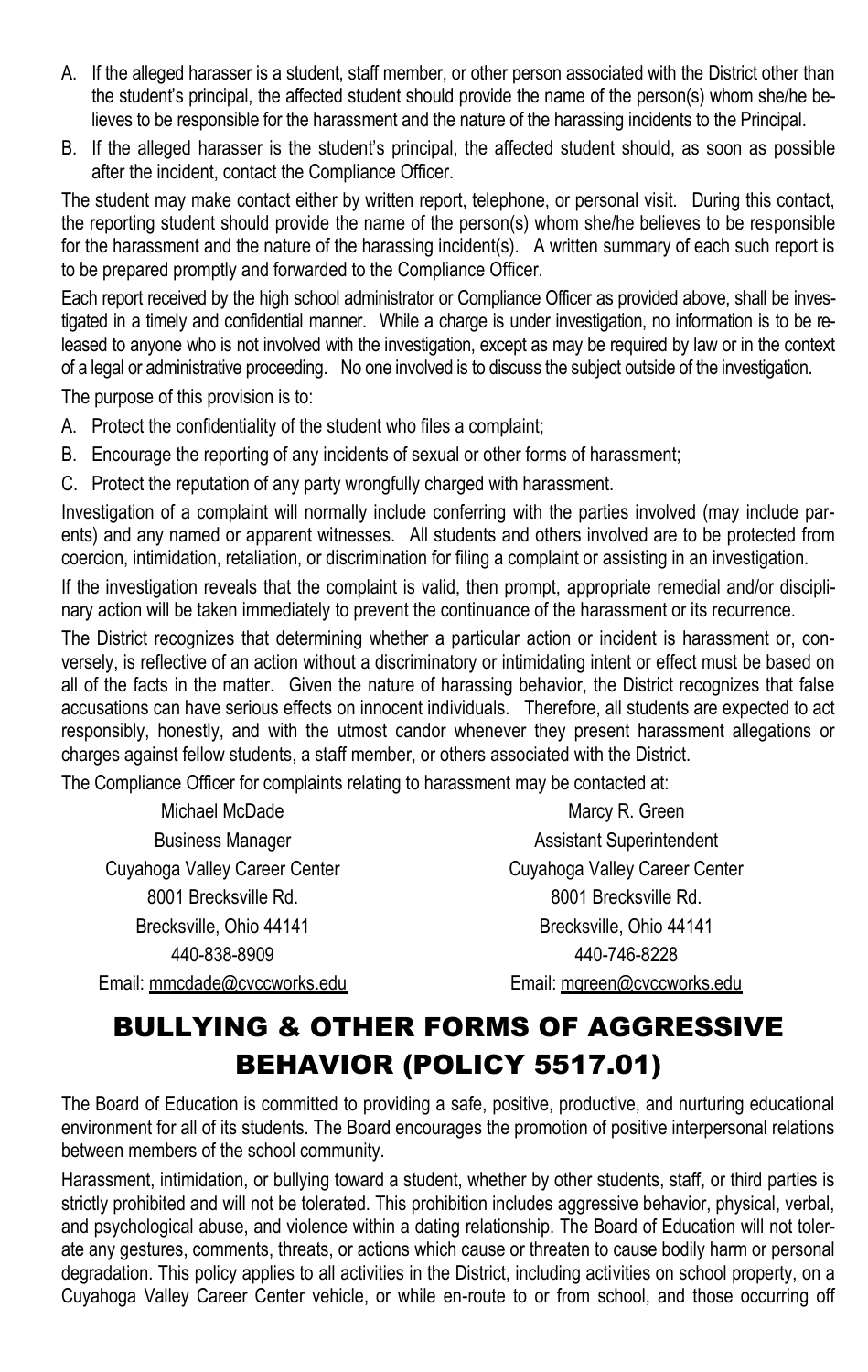A. If the alleged harasser is a student, staff member, or other person associated with the District other than the student's principal, the affected student should provide the name of the person(s) whom she/he believes to be responsible for the harassment and the nature of the harassing incidents to the Principal.

B. If the alleged harasser is the student's principal, the affected student should, as soon as possible after the incident, contact the Compliance Officer.

The student may make contact either by written report, telephone, or personal visit. During this contact, the reporting student should provide the name of the person(s) whom she/he believes to be responsible for the harassment and the nature of the harassing incident(s). A written summary of each such report is to be prepared promptly and forwarded to the Compliance Officer.

Each report received by the high school administrator or Compliance Officer as provided above, shall be investigated in a timely and confidential manner. While a charge is under investigation, no information is to be released to anyone who is not involved with the investigation, except as may be required by law or in the context of a legal or administrative proceeding. No one involved is to discuss the subject outside of the investigation.

The purpose of this provision is to:

A. Protect the confidentiality of the student who files a complaint;

B. Encourage the reporting of any incidents of sexual or other forms of harassment;

C. Protect the reputation of any party wrongfully charged with harassment.

Investigation of a complaint will normally include conferring with the parties involved (may include parents) and any named or apparent witnesses. All students and others involved are to be protected from coercion, intimidation, retaliation, or discrimination for filing a complaint or assisting in an investigation.

If the investigation reveals that the complaint is valid, then prompt, appropriate remedial and/or disciplinary action will be taken immediately to prevent the continuance of the harassment or its recurrence.

The District recognizes that determining whether a particular action or incident is harassment or, conversely, is reflective of an action without a discriminatory or intimidating intent or effect must be based on all of the facts in the matter. Given the nature of harassing behavior, the District recognizes that false accusations can have serious effects on innocent individuals. Therefore, all students are expected to act responsibly, honestly, and with the utmost candor whenever they present harassment allegations or charges against fellow students, a staff member, or others associated with the District.

The Compliance Officer for complaints relating to harassment may be contacted at:

Michael McDade
Business Manager
Cuyahoga Valley Career Center
8001 Brecksville Rd.
Brecksville, Ohio 44141
440-838-8909
Email: mmcdade@cvccworks.edu

Marcy R. Green
Assistant Superintendent
Cuyahoga Valley Career Center
8001 Brecksville Rd.
Brecksville, Ohio 44141
440-746-8228
Email: mgreen@cvccworks.edu

# BULLYING & OTHER FORMS OF AGGRESSIVE BEHAVIOR (POLICY 5517.01)

The Board of Education is committed to providing a safe, positive, productive, and nurturing educational environment for all of its students. The Board encourages the promotion of positive interpersonal relations between members of the school community.

Harassment, intimidation, or bullying toward a student, whether by other students, staff, or third parties is strictly prohibited and will not be tolerated. This prohibition includes aggressive behavior, physical, verbal, and psychological abuse, and violence within a dating relationship. The Board of Education will not tolerate any gestures, comments, threats, or actions which cause or threaten to cause bodily harm or personal degradation. This policy applies to all activities in the District, including activities on school property, on a Cuyahoga Valley Career Center vehicle, or while en-route to or from school, and those occurring off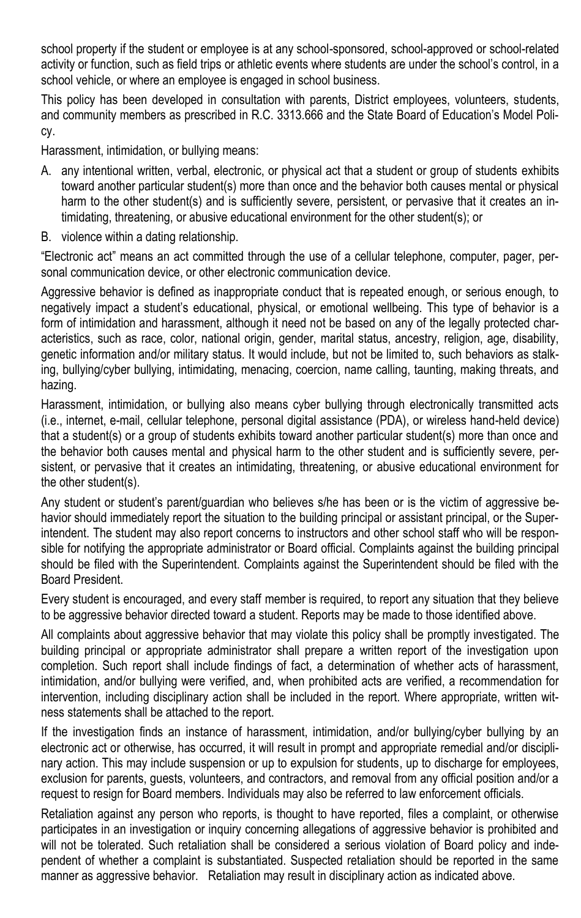school property if the student or employee is at any school-sponsored, school-approved or school-related activity or function, such as field trips or athletic events where students are under the school's control, in a school vehicle, or where an employee is engaged in school business.

This policy has been developed in consultation with parents, District employees, volunteers, students, and community members as prescribed in R.C. 3313.666 and the State Board of Education's Model Policy.

Harassment, intimidation, or bullying means:

A. any intentional written, verbal, electronic, or physical act that a student or group of students exhibits toward another particular student(s) more than once and the behavior both causes mental or physical harm to the other student(s) and is sufficiently severe, persistent, or pervasive that it creates an intimidating, threatening, or abusive educational environment for the other student(s); or
B. violence within a dating relationship.

"Electronic act" means an act committed through the use of a cellular telephone, computer, pager, personal communication device, or other electronic communication device.

Aggressive behavior is defined as inappropriate conduct that is repeated enough, or serious enough, to negatively impact a student's educational, physical, or emotional wellbeing. This type of behavior is a form of intimidation and harassment, although it need not be based on any of the legally protected characteristics, such as race, color, national origin, gender, marital status, ancestry, religion, age, disability, genetic information and/or military status. It would include, but not be limited to, such behaviors as stalking, bullying/cyber bullying, intimidating, menacing, coercion, name calling, taunting, making threats, and hazing.

Harassment, intimidation, or bullying also means cyber bullying through electronically transmitted acts (i.e., internet, e-mail, cellular telephone, personal digital assistance (PDA), or wireless hand-held device) that a student(s) or a group of students exhibits toward another particular student(s) more than once and the behavior both causes mental and physical harm to the other student and is sufficiently severe, persistent, or pervasive that it creates an intimidating, threatening, or abusive educational environment for the other student(s).

Any student or student's parent/guardian who believes s/he has been or is the victim of aggressive behavior should immediately report the situation to the building principal or assistant principal, or the Superintendent. The student may also report concerns to instructors and other school staff who will be responsible for notifying the appropriate administrator or Board official. Complaints against the building principal should be filed with the Superintendent. Complaints against the Superintendent should be filed with the Board President.

Every student is encouraged, and every staff member is required, to report any situation that they believe to be aggressive behavior directed toward a student. Reports may be made to those identified above.

All complaints about aggressive behavior that may violate this policy shall be promptly investigated. The building principal or appropriate administrator shall prepare a written report of the investigation upon completion. Such report shall include findings of fact, a determination of whether acts of harassment, intimidation, and/or bullying were verified, and, when prohibited acts are verified, a recommendation for intervention, including disciplinary action shall be included in the report. Where appropriate, written witness statements shall be attached to the report.

If the investigation finds an instance of harassment, intimidation, and/or bullying/cyber bullying by an electronic act or otherwise, has occurred, it will result in prompt and appropriate remedial and/or disciplinary action. This may include suspension or up to expulsion for students, up to discharge for employees, exclusion for parents, guests, volunteers, and contractors, and removal from any official position and/or a request to resign for Board members. Individuals may also be referred to law enforcement officials.

Retaliation against any person who reports, is thought to have reported, files a complaint, or otherwise participates in an investigation or inquiry concerning allegations of aggressive behavior is prohibited and will not be tolerated. Such retaliation shall be considered a serious violation of Board policy and independent of whether a complaint is substantiated. Suspected retaliation should be reported in the same manner as aggressive behavior. Retaliation may result in disciplinary action as indicated above.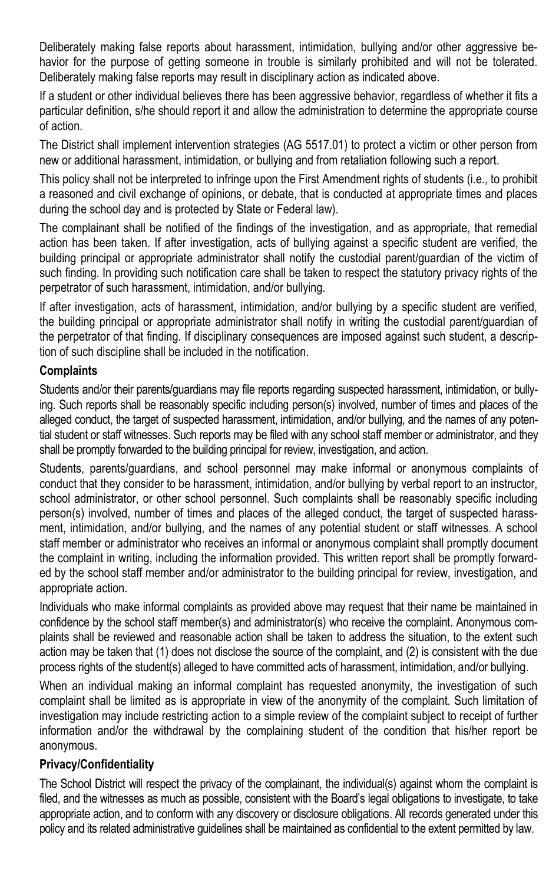Deliberately making false reports about harassment, intimidation, bullying and/or other aggressive behavior for the purpose of getting someone in trouble is similarly prohibited and will not be tolerated. Deliberately making false reports may result in disciplinary action as indicated above.

If a student or other individual believes there has been aggressive behavior, regardless of whether it fits a particular definition, s/he should report it and allow the administration to determine the appropriate course of action.

The District shall implement intervention strategies (AG 5517.01) to protect a victim or other person from new or additional harassment, intimidation, or bullying and from retaliation following such a report.

This policy shall not be interpreted to infringe upon the First Amendment rights of students (i.e., to prohibit a reasoned and civil exchange of opinions, or debate, that is conducted at appropriate times and places during the school day and is protected by State or Federal law).

The complainant shall be notified of the findings of the investigation, and as appropriate, that remedial action has been taken. If after investigation, acts of bullying against a specific student are verified, the building principal or appropriate administrator shall notify the custodial parent/guardian of the victim of such finding. In providing such notification care shall be taken to respect the statutory privacy rights of the perpetrator of such harassment, intimidation, and/or bullying.

If after investigation, acts of harassment, intimidation, and/or bullying by a specific student are verified, the building principal or appropriate administrator shall notify in writing the custodial parent/guardian of the perpetrator of that finding. If disciplinary consequences are imposed against such student, a description of such discipline shall be included in the notification.

### Complaints

Students and/or their parents/guardians may file reports regarding suspected harassment, intimidation, or bullying. Such reports shall be reasonably specific including person(s) involved, number of times and places of the alleged conduct, the target of suspected harassment, intimidation, and/or bullying, and the names of any potential student or staff witnesses. Such reports may be filed with any school staff member or administrator, and they shall be promptly forwarded to the building principal for review, investigation, and action.

Students, parents/guardians, and school personnel may make informal or anonymous complaints of conduct that they consider to be harassment, intimidation, and/or bullying by verbal report to an instructor, school administrator, or other school personnel. Such complaints shall be reasonably specific including person(s) involved, number of times and places of the alleged conduct, the target of suspected harassment, intimidation, and/or bullying, and the names of any potential student or staff witnesses. A school staff member or administrator who receives an informal or anonymous complaint shall promptly document the complaint in writing, including the information provided. This written report shall be promptly forwarded by the school staff member and/or administrator to the building principal for review, investigation, and appropriate action.

Individuals who make informal complaints as provided above may request that their name be maintained in confidence by the school staff member(s) and administrator(s) who receive the complaint. Anonymous complaints shall be reviewed and reasonable action shall be taken to address the situation, to the extent such action may be taken that (1) does not disclose the source of the complaint, and (2) is consistent with the due process rights of the student(s) alleged to have committed acts of harassment, intimidation, and/or bullying.

When an individual making an informal complaint has requested anonymity, the investigation of such complaint shall be limited as is appropriate in view of the anonymity of the complaint. Such limitation of investigation may include restricting action to a simple review of the complaint subject to receipt of further information and/or the withdrawal by the complaining student of the condition that his/her report be anonymous.

### Privacy/Confidentiality

The School District will respect the privacy of the complainant, the individual(s) against whom the complaint is filed, and the witnesses as much as possible, consistent with the Board's legal obligations to investigate, to take appropriate action, and to conform with any discovery or disclosure obligations. All records generated under this policy and its related administrative guidelines shall be maintained as confidential to the extent permitted by law.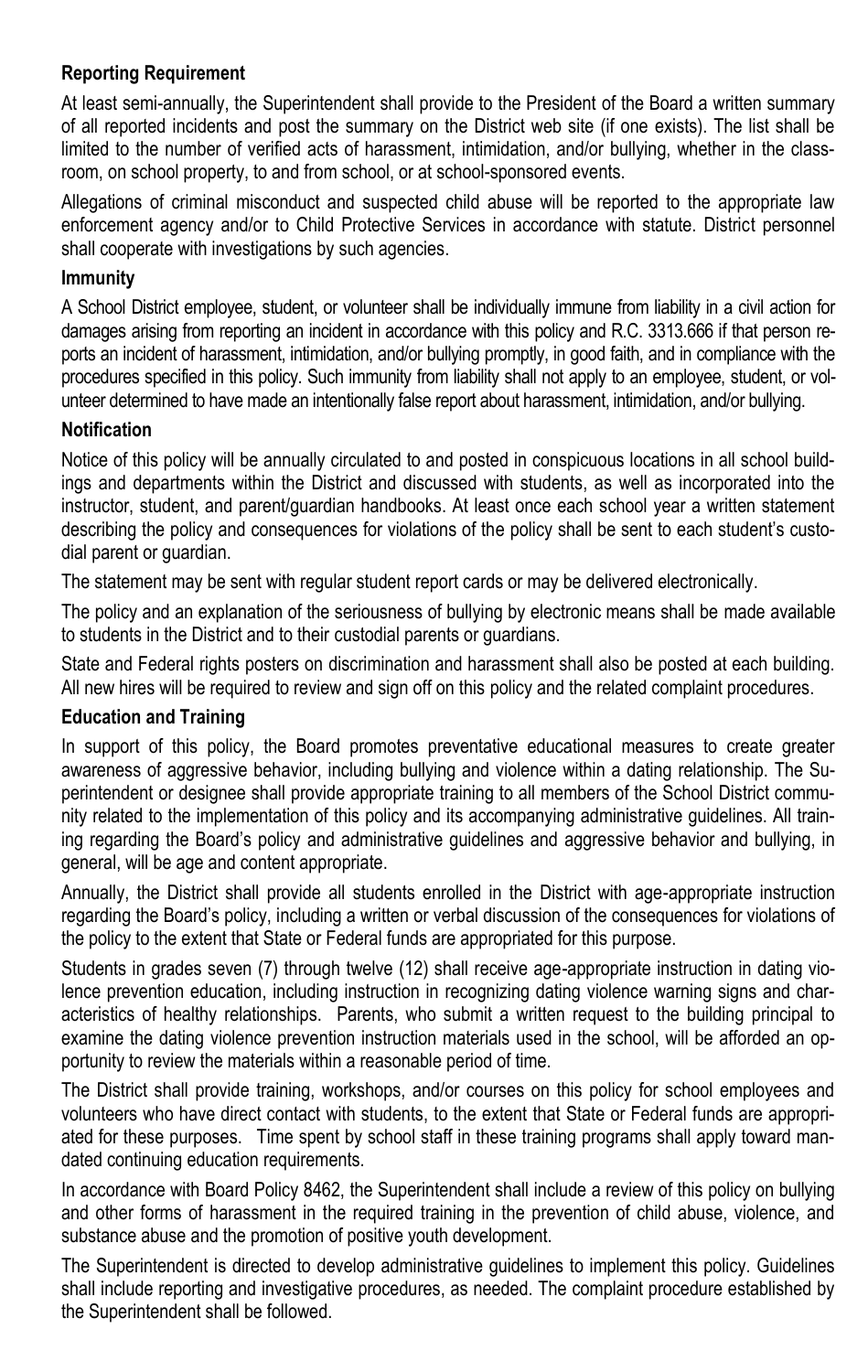**Reporting Requirement**

At least semi-annually, the Superintendent shall provide to the President of the Board a written summary of all reported incidents and post the summary on the District web site (if one exists). The list shall be limited to the number of verified acts of harassment, intimidation, and/or bullying, whether in the classroom, on school property, to and from school, or at school-sponsored events.

Allegations of criminal misconduct and suspected child abuse will be reported to the appropriate law enforcement agency and/or to Child Protective Services in accordance with statute. District personnel shall cooperate with investigations by such agencies.

**Immunity**

A School District employee, student, or volunteer shall be individually immune from liability in a civil action for damages arising from reporting an incident in accordance with this policy and R.C. 3313.666 if that person reports an incident of harassment, intimidation, and/or bullying promptly, in good faith, and in compliance with the procedures specified in this policy. Such immunity from liability shall not apply to an employee, student, or volunteer determined to have made an intentionally false report about harassment, intimidation, and/or bullying.

**Notification**

Notice of this policy will be annually circulated to and posted in conspicuous locations in all school buildings and departments within the District and discussed with students, as well as incorporated into the instructor, student, and parent/guardian handbooks. At least once each school year a written statement describing the policy and consequences for violations of the policy shall be sent to each student's custodial parent or guardian.

The statement may be sent with regular student report cards or may be delivered electronically.

The policy and an explanation of the seriousness of bullying by electronic means shall be made available to students in the District and to their custodial parents or guardians.

State and Federal rights posters on discrimination and harassment shall also be posted at each building. All new hires will be required to review and sign off on this policy and the related complaint procedures.

**Education and Training**

In support of this policy, the Board promotes preventative educational measures to create greater awareness of aggressive behavior, including bullying and violence within a dating relationship. The Superintendent or designee shall provide appropriate training to all members of the School District community related to the implementation of this policy and its accompanying administrative guidelines. All training regarding the Board's policy and administrative guidelines and aggressive behavior and bullying, in general, will be age and content appropriate.

Annually, the District shall provide all students enrolled in the District with age-appropriate instruction regarding the Board's policy, including a written or verbal discussion of the consequences for violations of the policy to the extent that State or Federal funds are appropriated for this purpose.

Students in grades seven (7) through twelve (12) shall receive age-appropriate instruction in dating violence prevention education, including instruction in recognizing dating violence warning signs and characteristics of healthy relationships. Parents, who submit a written request to the building principal to examine the dating violence prevention instruction materials used in the school, will be afforded an opportunity to review the materials within a reasonable period of time.

The District shall provide training, workshops, and/or courses on this policy for school employees and volunteers who have direct contact with students, to the extent that State or Federal funds are appropriated for these purposes. Time spent by school staff in these training programs shall apply toward mandated continuing education requirements.

In accordance with Board Policy 8462, the Superintendent shall include a review of this policy on bullying and other forms of harassment in the required training in the prevention of child abuse, violence, and substance abuse and the promotion of positive youth development.

The Superintendent is directed to develop administrative guidelines to implement this policy. Guidelines shall include reporting and investigative procedures, as needed. The complaint procedure established by the Superintendent shall be followed.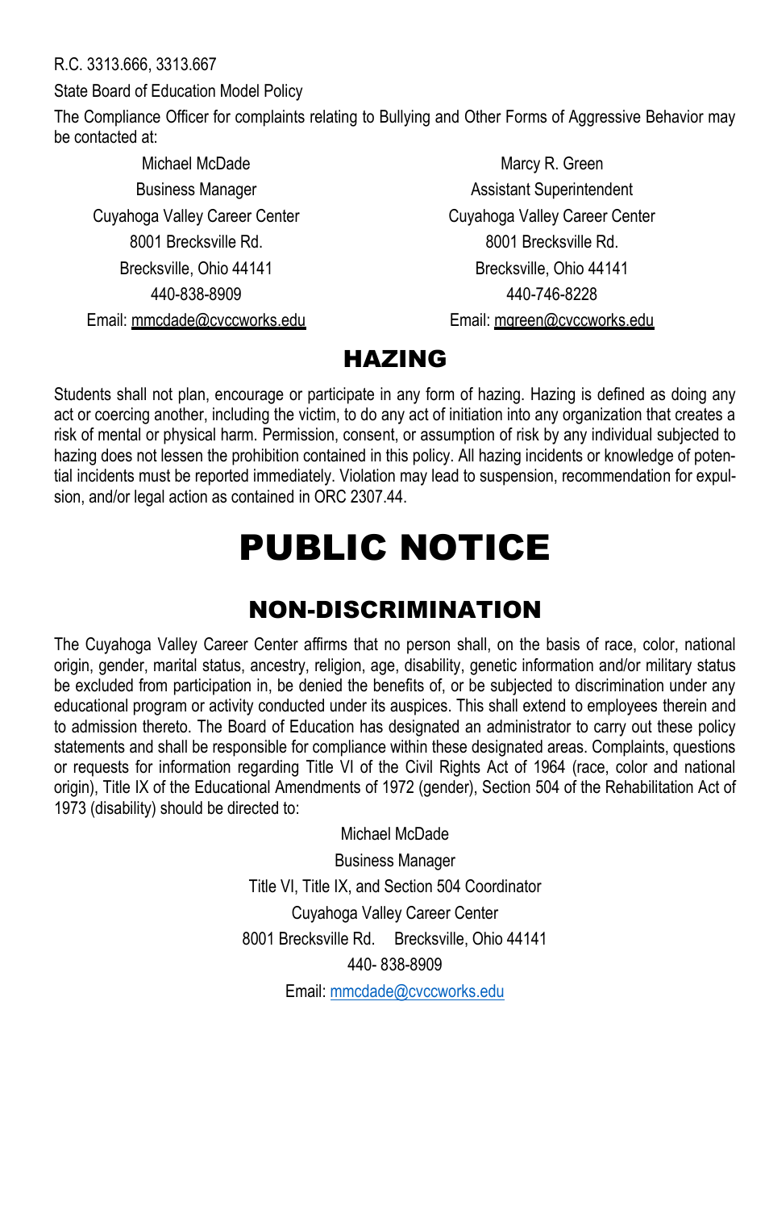R.C. 3313.666, 3313.667

State Board of Education Model Policy

The Compliance Officer for complaints relating to Bullying and Other Forms of Aggressive Behavior may be contacted at:

Michael McDade
Business Manager
Cuyahoga Valley Career Center
8001 Brecksville Rd.
Brecksville, Ohio 44141
440-838-8909
Email: mmcdade@cvccworks.edu

Marcy R. Green
Assistant Superintendent
Cuyahoga Valley Career Center
8001 Brecksville Rd.
Brecksville, Ohio 44141
440-746-8228
Email: mgreen@cvccworks.edu

## HAZING

Students shall not plan, encourage or participate in any form of hazing. Hazing is defined as doing any act or coercing another, including the victim, to do any act of initiation into any organization that creates a risk of mental or physical harm. Permission, consent, or assumption of risk by any individual subjected to hazing does not lessen the prohibition contained in this policy. All hazing incidents or knowledge of potential incidents must be reported immediately. Violation may lead to suspension, recommendation for expulsion, and/or legal action as contained in ORC 2307.44.

# PUBLIC NOTICE

## NON-DISCRIMINATION

The Cuyahoga Valley Career Center affirms that no person shall, on the basis of race, color, national origin, gender, marital status, ancestry, religion, age, disability, genetic information and/or military status be excluded from participation in, be denied the benefits of, or be subjected to discrimination under any educational program or activity conducted under its auspices. This shall extend to employees therein and to admission thereto. The Board of Education has designated an administrator to carry out these policy statements and shall be responsible for compliance within these designated areas. Complaints, questions or requests for information regarding Title VI of the Civil Rights Act of 1964 (race, color and national origin), Title IX of the Educational Amendments of 1972 (gender), Section 504 of the Rehabilitation Act of 1973 (disability) should be directed to:

Michael McDade
Business Manager
Title VI, Title IX, and Section 504 Coordinator
Cuyahoga Valley Career Center
8001 Brecksville Rd. Brecksville, Ohio 44141
440- 838-8909
Email: mmcdade@cvccworks.edu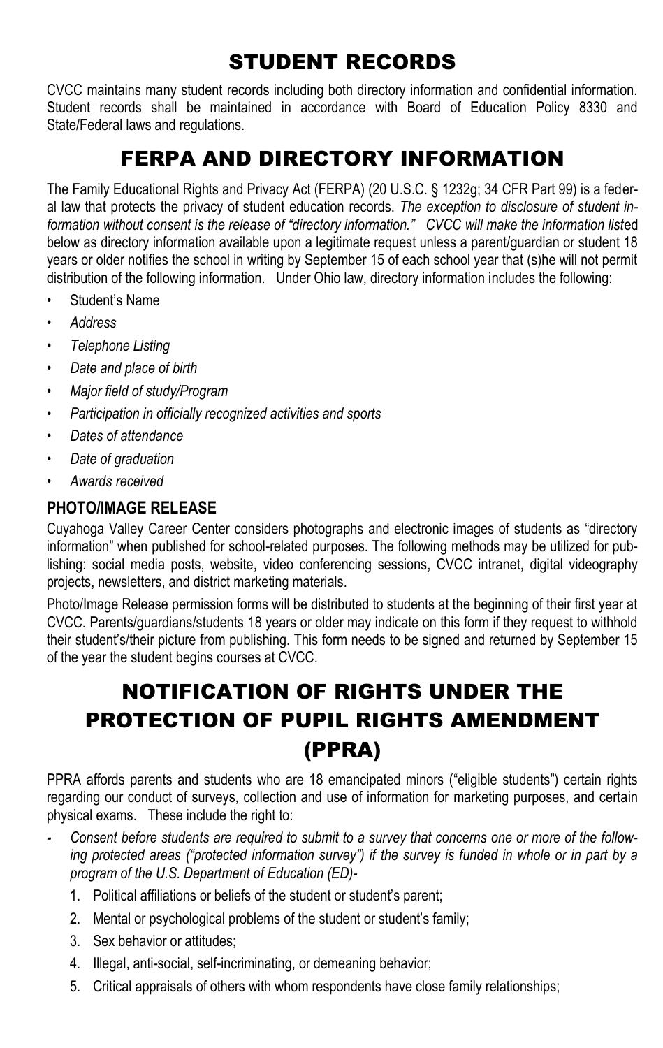# STUDENT RECORDS

CVCC maintains many student records including both directory information and confidential information. Student records shall be maintained in accordance with Board of Education Policy 8330 and State/Federal laws and regulations.

# FERPA AND DIRECTORY INFORMATION

The Family Educational Rights and Privacy Act (FERPA) (20 U.S.C. § 1232g; 34 CFR Part 99) is a federal law that protects the privacy of student education records. *The exception to disclosure of student information without consent is the release of "directory information." CVCC will make the information list*ed below as directory information available upon a legitimate request unless a parent/guardian or student 18 years or older notifies the school in writing by September 15 of each school year that (s)he will not permit distribution of the following information. Under Ohio law, directory information includes the following:

- Student's Name
- *Address*
- *Telephone Listing*
- *Date and place of birth*
- *Major field of study/Program*
- *Participation in officially recognized activities and sports*
- *Dates of attendance*
- *Date of graduation*
- *Awards received*

### PHOTO/IMAGE RELEASE

Cuyahoga Valley Career Center considers photographs and electronic images of students as "directory information" when published for school-related purposes. The following methods may be utilized for publishing: social media posts, website, video conferencing sessions, CVCC intranet, digital videography projects, newsletters, and district marketing materials.

Photo/Image Release permission forms will be distributed to students at the beginning of their first year at CVCC. Parents/guardians/students 18 years or older may indicate on this form if they request to withhold their student's/their picture from publishing. This form needs to be signed and returned by September 15 of the year the student begins courses at CVCC.

# NOTIFICATION OF RIGHTS UNDER THE PROTECTION OF PUPIL RIGHTS AMENDMENT (PPRA)

PPRA affords parents and students who are 18 emancipated minors ("eligible students") certain rights regarding our conduct of surveys, collection and use of information for marketing purposes, and certain physical exams. These include the right to:

- *Consent before students are required to submit to a survey that concerns one or more of the following protected areas ("protected information survey") if the survey is funded in whole or in part by a program of the U.S. Department of Education (ED)-*
  1. Political affiliations or beliefs of the student or student's parent;
  2. Mental or psychological problems of the student or student's family;
  3. Sex behavior or attitudes;
  4. Illegal, anti-social, self-incriminating, or demeaning behavior;
  5. Critical appraisals of others with whom respondents have close family relationships;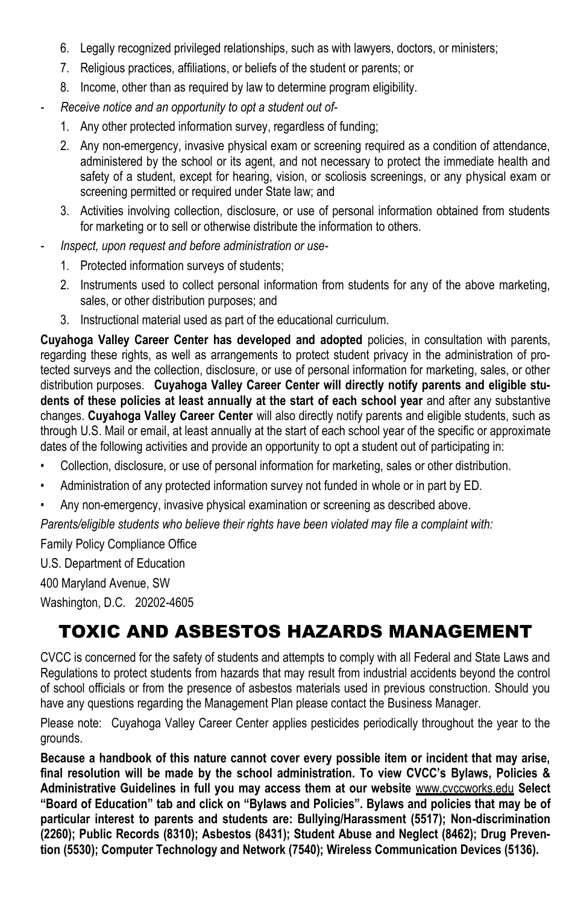6. Legally recognized privileged relationships, such as with lawyers, doctors, or ministers;
7. Religious practices, affiliations, or beliefs of the student or parents; or
8. Income, other than as required by law to determine program eligibility.

- *Receive notice and an opportunity to opt a student out of-*
  1. Any other protected information survey, regardless of funding;
  2. Any non-emergency, invasive physical exam or screening required as a condition of attendance, administered by the school or its agent, and not necessary to protect the immediate health and safety of a student, except for hearing, vision, or scoliosis screenings, or any physical exam or screening permitted or required under State law; and
  3. Activities involving collection, disclosure, or use of personal information obtained from students for marketing or to sell or otherwise distribute the information to others.
- *Inspect, upon request and before administration or use-*
  1. Protected information surveys of students;
  2. Instruments used to collect personal information from students for any of the above marketing, sales, or other distribution purposes; and
  3. Instructional material used as part of the educational curriculum.

**Cuyahoga Valley Career Center has developed and adopted** policies, in consultation with parents, regarding these rights, as well as arrangements to protect student privacy in the administration of protected surveys and the collection, disclosure, or use of personal information for marketing, sales, or other distribution purposes. **Cuyahoga Valley Career Center will directly notify parents and eligible students of these policies at least annually at the start of each school year** and after any substantive changes. **Cuyahoga Valley Career Center** will also directly notify parents and eligible students, such as through U.S. Mail or email, at least annually at the start of each school year of the specific or approximate dates of the following activities and provide an opportunity to opt a student out of participating in:

- Collection, disclosure, or use of personal information for marketing, sales or other distribution.
- Administration of any protected information survey not funded in whole or in part by ED.
- Any non-emergency, invasive physical examination or screening as described above.

*Parents/eligible students who believe their rights have been violated may file a complaint with:*

Family Policy Compliance Office

U.S. Department of Education

400 Maryland Avenue, SW

Washington, D.C. 20202-4605

# TOXIC AND ASBESTOS HAZARDS MANAGEMENT

CVCC is concerned for the safety of students and attempts to comply with all Federal and State Laws and Regulations to protect students from hazards that may result from industrial accidents beyond the control of school officials or from the presence of asbestos materials used in previous construction. Should you have any questions regarding the Management Plan please contact the Business Manager.

Please note: Cuyahoga Valley Career Center applies pesticides periodically throughout the year to the grounds.

**Because a handbook of this nature cannot cover every possible item or incident that may arise, final resolution will be made by the school administration. To view CVCC's Bylaws, Policies & Administrative Guidelines in full you may access them at our website** www.cvccworks.edu **Select "Board of Education" tab and click on "Bylaws and Policies". Bylaws and policies that may be of particular interest to parents and students are: Bullying/Harassment (5517); Non-discrimination (2260); Public Records (8310); Asbestos (8431); Student Abuse and Neglect (8462); Drug Prevention (5530); Computer Technology and Network (7540); Wireless Communication Devices (5136).**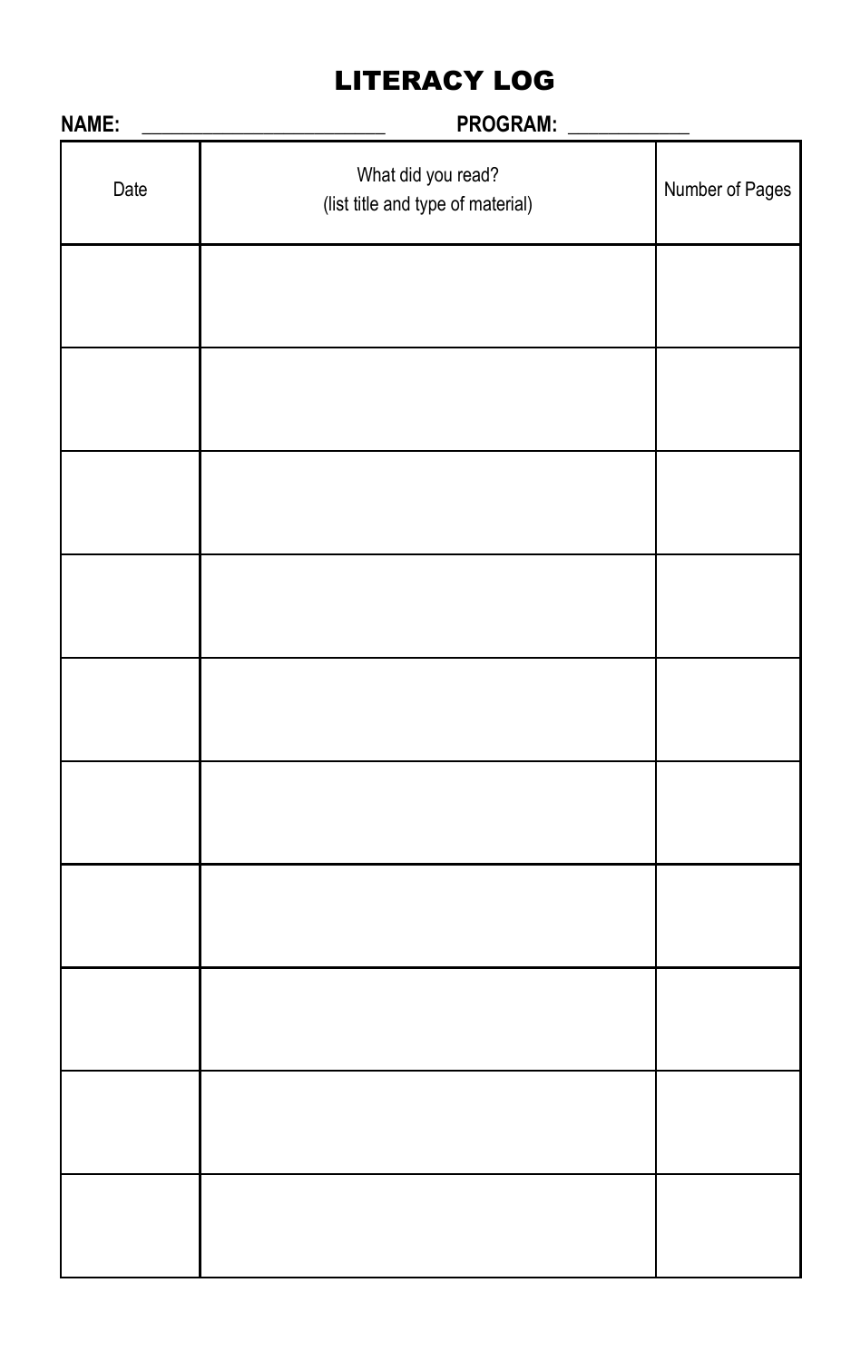# LITERACY LOG

**NAME:** ________________________ **PROGRAM:** ____________

| Date | What did you read?<br>(list title and type of material) | Number of Pages |
|---|---|---|
| | | |
| | | |
| | | |
| | | |
| | | |
| | | |
| | | |
| | | |
| | | |
| | | |